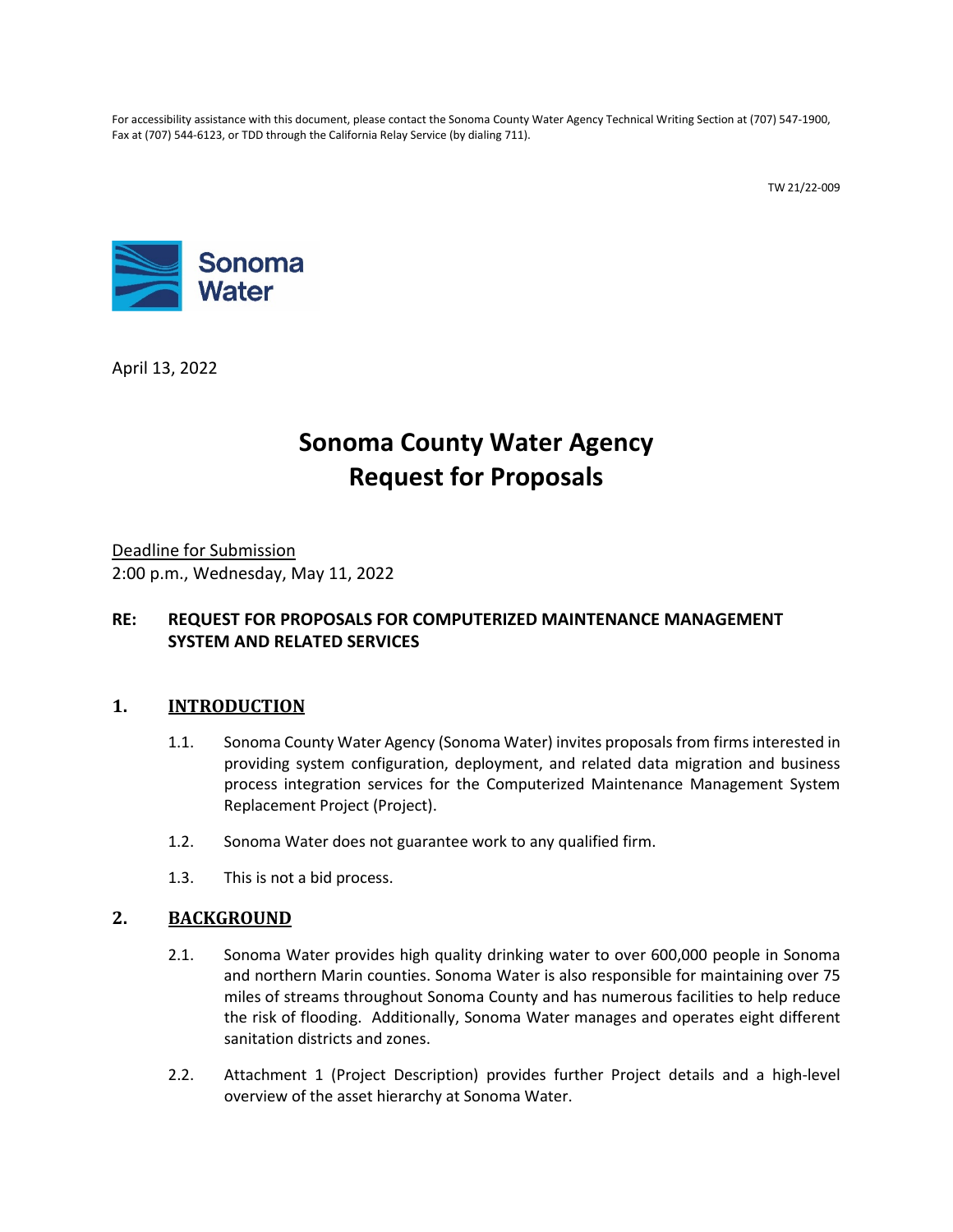For accessibility assistance with this document, please contact the Sonoma County Water Agency Technical Writing Section at (707) 547-1900, Fax at (707) 544-6123, or TDD through the California Relay Service (by dialing 711).

TW 21/22-009

Sonoma Water

April 13, 2022

# Sonoma County Water Agency Request for Proposals

Deadline for Submission
2:00 p.m., Wednesday, May 11, 2022

**RE: REQUEST FOR PROPOSALS FOR COMPUTERIZED MAINTENANCE MANAGEMENT SYSTEM AND RELATED SERVICES**

## 1. INTRODUCTION

1.1. Sonoma County Water Agency (Sonoma Water) invites proposals from firms interested in providing system configuration, deployment, and related data migration and business process integration services for the Computerized Maintenance Management System Replacement Project (Project).

1.2. Sonoma Water does not guarantee work to any qualified firm.

1.3. This is not a bid process.

## 2. BACKGROUND

2.1. Sonoma Water provides high quality drinking water to over 600,000 people in Sonoma and northern Marin counties. Sonoma Water is also responsible for maintaining over 75 miles of streams throughout Sonoma County and has numerous facilities to help reduce the risk of flooding. Additionally, Sonoma Water manages and operates eight different sanitation districts and zones.

2.2. Attachment 1 (Project Description) provides further Project details and a high-level overview of the asset hierarchy at Sonoma Water.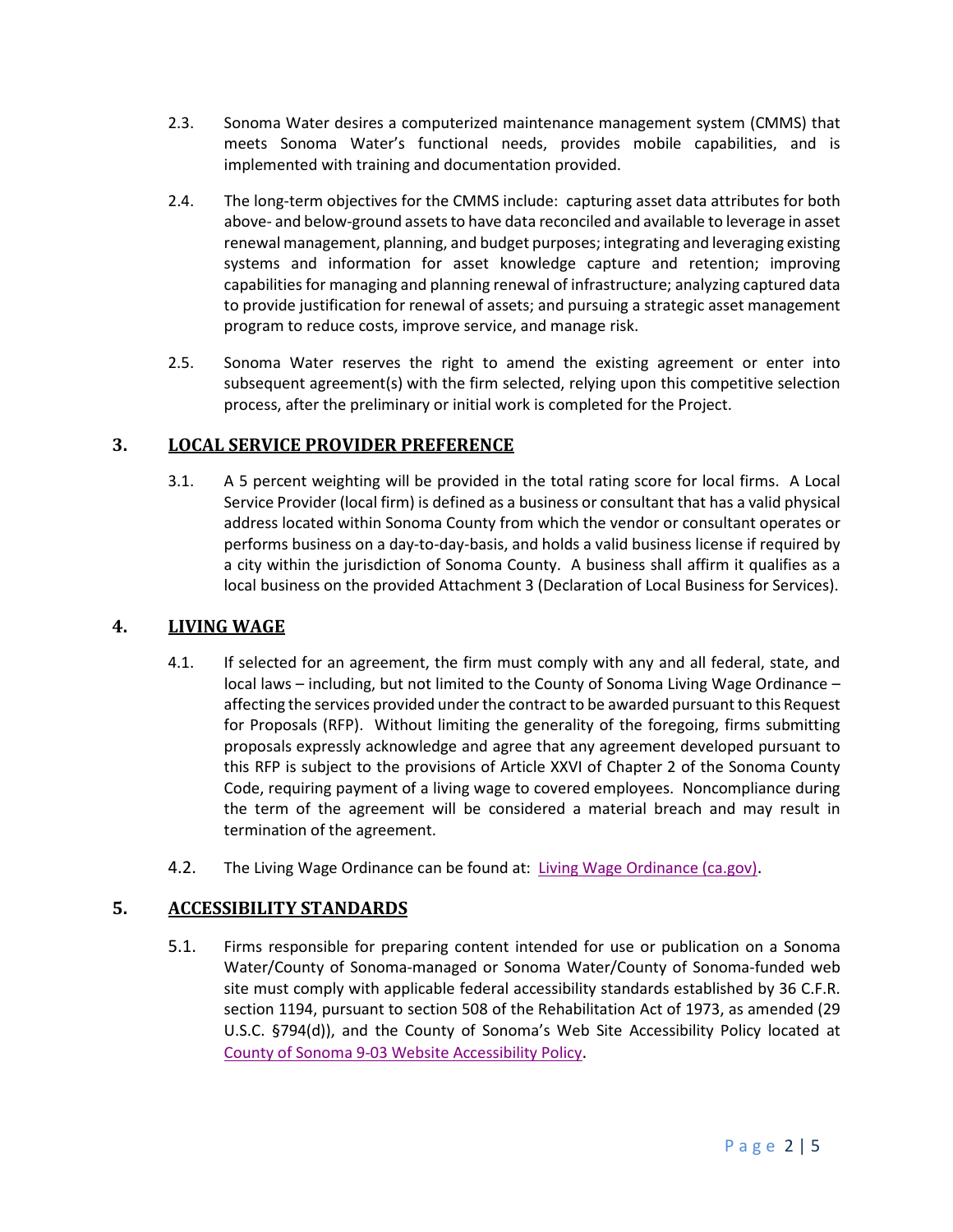2.3. Sonoma Water desires a computerized maintenance management system (CMMS) that meets Sonoma Water's functional needs, provides mobile capabilities, and is implemented with training and documentation provided.

2.4. The long-term objectives for the CMMS include: capturing asset data attributes for both above- and below-ground assets to have data reconciled and available to leverage in asset renewal management, planning, and budget purposes; integrating and leveraging existing systems and information for asset knowledge capture and retention; improving capabilities for managing and planning renewal of infrastructure; analyzing captured data to provide justification for renewal of assets; and pursuing a strategic asset management program to reduce costs, improve service, and manage risk.

2.5. Sonoma Water reserves the right to amend the existing agreement or enter into subsequent agreement(s) with the firm selected, relying upon this competitive selection process, after the preliminary or initial work is completed for the Project.

## 3. LOCAL SERVICE PROVIDER PREFERENCE

3.1. A 5 percent weighting will be provided in the total rating score for local firms. A Local Service Provider (local firm) is defined as a business or consultant that has a valid physical address located within Sonoma County from which the vendor or consultant operates or performs business on a day-to-day-basis, and holds a valid business license if required by a city within the jurisdiction of Sonoma County. A business shall affirm it qualifies as a local business on the provided Attachment 3 (Declaration of Local Business for Services).

## 4. LIVING WAGE

4.1. If selected for an agreement, the firm must comply with any and all federal, state, and local laws – including, but not limited to the County of Sonoma Living Wage Ordinance – affecting the services provided under the contract to be awarded pursuant to this Request for Proposals (RFP). Without limiting the generality of the foregoing, firms submitting proposals expressly acknowledge and agree that any agreement developed pursuant to this RFP is subject to the provisions of Article XXVI of Chapter 2 of the Sonoma County Code, requiring payment of a living wage to covered employees. Noncompliance during the term of the agreement will be considered a material breach and may result in termination of the agreement.

4.2. The Living Wage Ordinance can be found at: Living Wage Ordinance (ca.gov).

## 5. ACCESSIBILITY STANDARDS

5.1. Firms responsible for preparing content intended for use or publication on a Sonoma Water/County of Sonoma-managed or Sonoma Water/County of Sonoma-funded web site must comply with applicable federal accessibility standards established by 36 C.F.R. section 1194, pursuant to section 508 of the Rehabilitation Act of 1973, as amended (29 U.S.C. §794(d)), and the County of Sonoma's Web Site Accessibility Policy located at County of Sonoma 9-03 Website Accessibility Policy.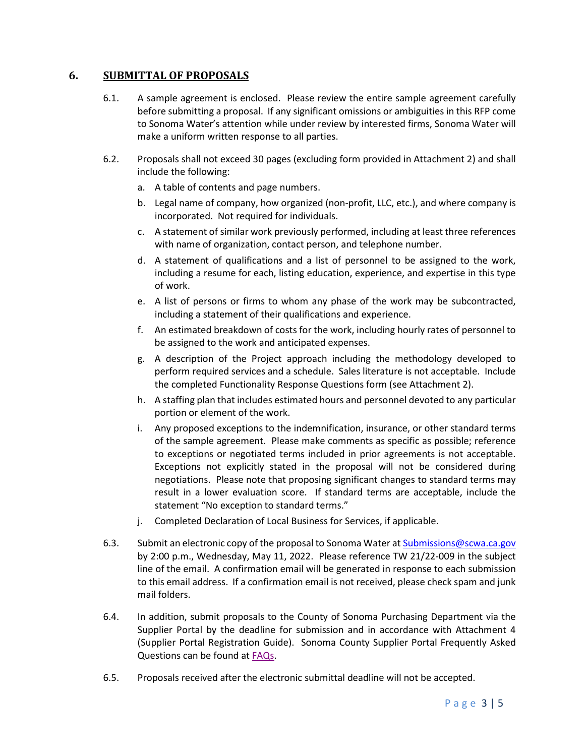## 6. SUBMITTAL OF PROPOSALS

6.1. A sample agreement is enclosed. Please review the entire sample agreement carefully before submitting a proposal. If any significant omissions or ambiguities in this RFP come to Sonoma Water's attention while under review by interested firms, Sonoma Water will make a uniform written response to all parties.

6.2. Proposals shall not exceed 30 pages (excluding form provided in Attachment 2) and shall include the following:

   a. A table of contents and page numbers.

   b. Legal name of company, how organized (non-profit, LLC, etc.), and where company is incorporated. Not required for individuals.

   c. A statement of similar work previously performed, including at least three references with name of organization, contact person, and telephone number.

   d. A statement of qualifications and a list of personnel to be assigned to the work, including a resume for each, listing education, experience, and expertise in this type of work.

   e. A list of persons or firms to whom any phase of the work may be subcontracted, including a statement of their qualifications and experience.

   f. An estimated breakdown of costs for the work, including hourly rates of personnel to be assigned to the work and anticipated expenses.

   g. A description of the Project approach including the methodology developed to perform required services and a schedule. Sales literature is not acceptable. Include the completed Functionality Response Questions form (see Attachment 2).

   h. A staffing plan that includes estimated hours and personnel devoted to any particular portion or element of the work.

   i. Any proposed exceptions to the indemnification, insurance, or other standard terms of the sample agreement. Please make comments as specific as possible; reference to exceptions or negotiated terms included in prior agreements is not acceptable. Exceptions not explicitly stated in the proposal will not be considered during negotiations. Please note that proposing significant changes to standard terms may result in a lower evaluation score. If standard terms are acceptable, include the statement "No exception to standard terms."

   j. Completed Declaration of Local Business for Services, if applicable.

6.3. Submit an electronic copy of the proposal to Sonoma Water at Submissions@scwa.ca.gov by 2:00 p.m., Wednesday, May 11, 2022. Please reference TW 21/22-009 in the subject line of the email. A confirmation email will be generated in response to each submission to this email address. If a confirmation email is not received, please check spam and junk mail folders.

6.4. In addition, submit proposals to the County of Sonoma Purchasing Department via the Supplier Portal by the deadline for submission and in accordance with Attachment 4 (Supplier Portal Registration Guide). Sonoma County Supplier Portal Frequently Asked Questions can be found at FAQs.

6.5. Proposals received after the electronic submittal deadline will not be accepted.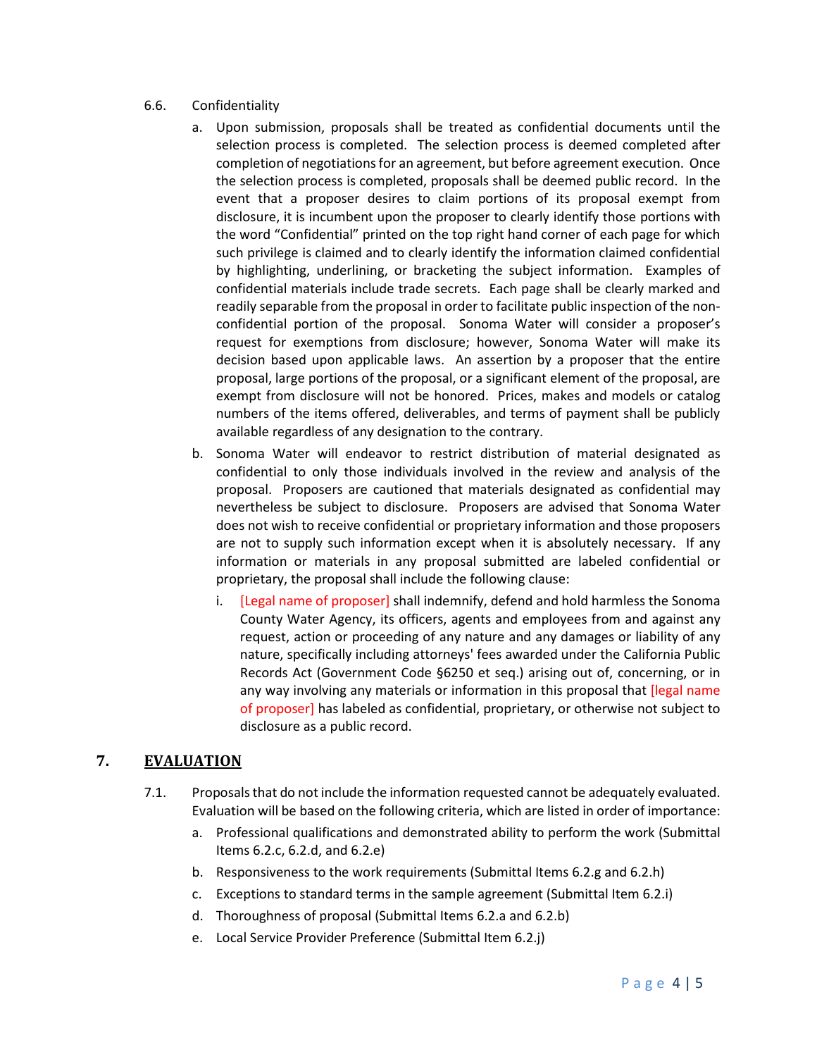6.6. Confidentiality

a. Upon submission, proposals shall be treated as confidential documents until the selection process is completed. The selection process is deemed completed after completion of negotiations for an agreement, but before agreement execution. Once the selection process is completed, proposals shall be deemed public record. In the event that a proposer desires to claim portions of its proposal exempt from disclosure, it is incumbent upon the proposer to clearly identify those portions with the word "Confidential" printed on the top right hand corner of each page for which such privilege is claimed and to clearly identify the information claimed confidential by highlighting, underlining, or bracketing the subject information. Examples of confidential materials include trade secrets. Each page shall be clearly marked and readily separable from the proposal in order to facilitate public inspection of the non-confidential portion of the proposal. Sonoma Water will consider a proposer's request for exemptions from disclosure; however, Sonoma Water will make its decision based upon applicable laws. An assertion by a proposer that the entire proposal, large portions of the proposal, or a significant element of the proposal, are exempt from disclosure will not be honored. Prices, makes and models or catalog numbers of the items offered, deliverables, and terms of payment shall be publicly available regardless of any designation to the contrary.

b. Sonoma Water will endeavor to restrict distribution of material designated as confidential to only those individuals involved in the review and analysis of the proposal. Proposers are cautioned that materials designated as confidential may nevertheless be subject to disclosure. Proposers are advised that Sonoma Water does not wish to receive confidential or proprietary information and those proposers are not to supply such information except when it is absolutely necessary. If any information or materials in any proposal submitted are labeled confidential or proprietary, the proposal shall include the following clause:

   i. [Legal name of proposer] shall indemnify, defend and hold harmless the Sonoma County Water Agency, its officers, agents and employees from and against any request, action or proceeding of any nature and any damages or liability of any nature, specifically including attorneys' fees awarded under the California Public Records Act (Government Code §6250 et seq.) arising out of, concerning, or in any way involving any materials or information in this proposal that [legal name of proposer] has labeled as confidential, proprietary, or otherwise not subject to disclosure as a public record.

## 7. EVALUATION

7.1. Proposals that do not include the information requested cannot be adequately evaluated. Evaluation will be based on the following criteria, which are listed in order of importance:

a. Professional qualifications and demonstrated ability to perform the work (Submittal Items 6.2.c, 6.2.d, and 6.2.e)

b. Responsiveness to the work requirements (Submittal Items 6.2.g and 6.2.h)

c. Exceptions to standard terms in the sample agreement (Submittal Item 6.2.i)

d. Thoroughness of proposal (Submittal Items 6.2.a and 6.2.b)

e. Local Service Provider Preference (Submittal Item 6.2.j)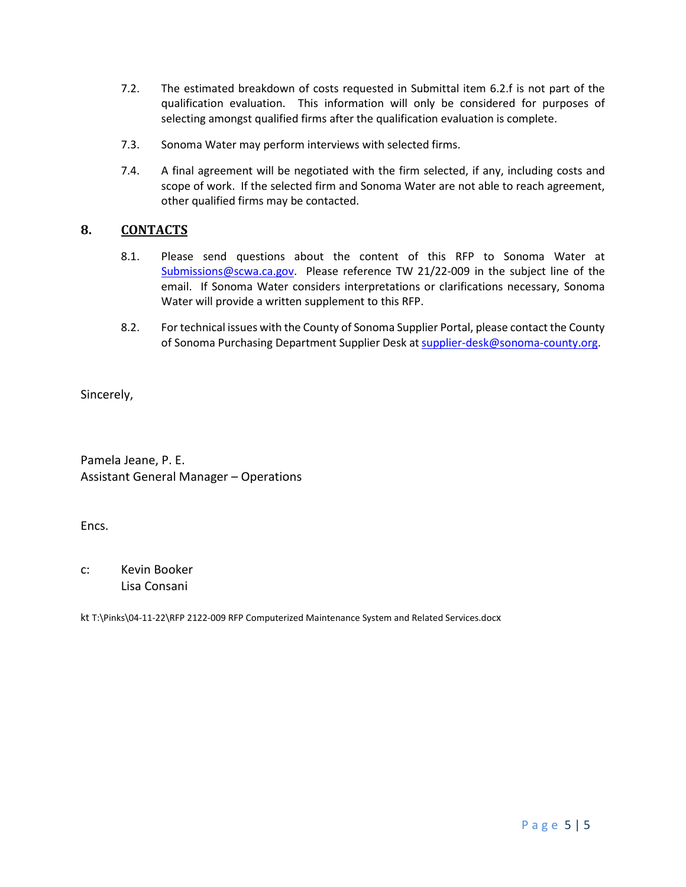7.2. The estimated breakdown of costs requested in Submittal item 6.2.f is not part of the qualification evaluation. This information will only be considered for purposes of selecting amongst qualified firms after the qualification evaluation is complete.

7.3. Sonoma Water may perform interviews with selected firms.

7.4. A final agreement will be negotiated with the firm selected, if any, including costs and scope of work. If the selected firm and Sonoma Water are not able to reach agreement, other qualified firms may be contacted.

## 8. CONTACTS

8.1. Please send questions about the content of this RFP to Sonoma Water at Submissions@scwa.ca.gov. Please reference TW 21/22-009 in the subject line of the email. If Sonoma Water considers interpretations or clarifications necessary, Sonoma Water will provide a written supplement to this RFP.

8.2. For technical issues with the County of Sonoma Supplier Portal, please contact the County of Sonoma Purchasing Department Supplier Desk at supplier-desk@sonoma-county.org.

Sincerely,

Pamela Jeane, P. E.
Assistant General Manager – Operations

Encs.

c: Kevin Booker
Lisa Consani

kt T:\Pinks\04-11-22\RFP 2122-009 RFP Computerized Maintenance System and Related Services.docx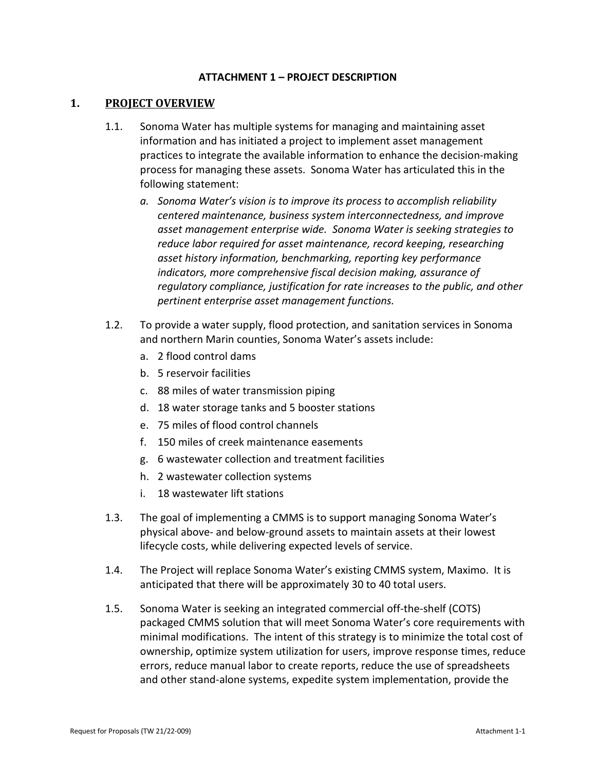**ATTACHMENT 1 – PROJECT DESCRIPTION**

## 1. PROJECT OVERVIEW

1.1. Sonoma Water has multiple systems for managing and maintaining asset information and has initiated a project to implement asset management practices to integrate the available information to enhance the decision-making process for managing these assets. Sonoma Water has articulated this in the following statement:

   a. *Sonoma Water's vision is to improve its process to accomplish reliability centered maintenance, business system interconnectedness, and improve asset management enterprise wide. Sonoma Water is seeking strategies to reduce labor required for asset maintenance, record keeping, researching asset history information, benchmarking, reporting key performance indicators, more comprehensive fiscal decision making, assurance of regulatory compliance, justification for rate increases to the public, and other pertinent enterprise asset management functions.*

1.2. To provide a water supply, flood protection, and sanitation services in Sonoma and northern Marin counties, Sonoma Water's assets include:

   a. 2 flood control dams
   b. 5 reservoir facilities
   c. 88 miles of water transmission piping
   d. 18 water storage tanks and 5 booster stations
   e. 75 miles of flood control channels
   f. 150 miles of creek maintenance easements
   g. 6 wastewater collection and treatment facilities
   h. 2 wastewater collection systems
   i. 18 wastewater lift stations

1.3. The goal of implementing a CMMS is to support managing Sonoma Water's physical above- and below-ground assets to maintain assets at their lowest lifecycle costs, while delivering expected levels of service.

1.4. The Project will replace Sonoma Water's existing CMMS system, Maximo. It is anticipated that there will be approximately 30 to 40 total users.

1.5. Sonoma Water is seeking an integrated commercial off-the-shelf (COTS) packaged CMMS solution that will meet Sonoma Water's core requirements with minimal modifications. The intent of this strategy is to minimize the total cost of ownership, optimize system utilization for users, improve response times, reduce errors, reduce manual labor to create reports, reduce the use of spreadsheets and other stand-alone systems, expedite system implementation, provide the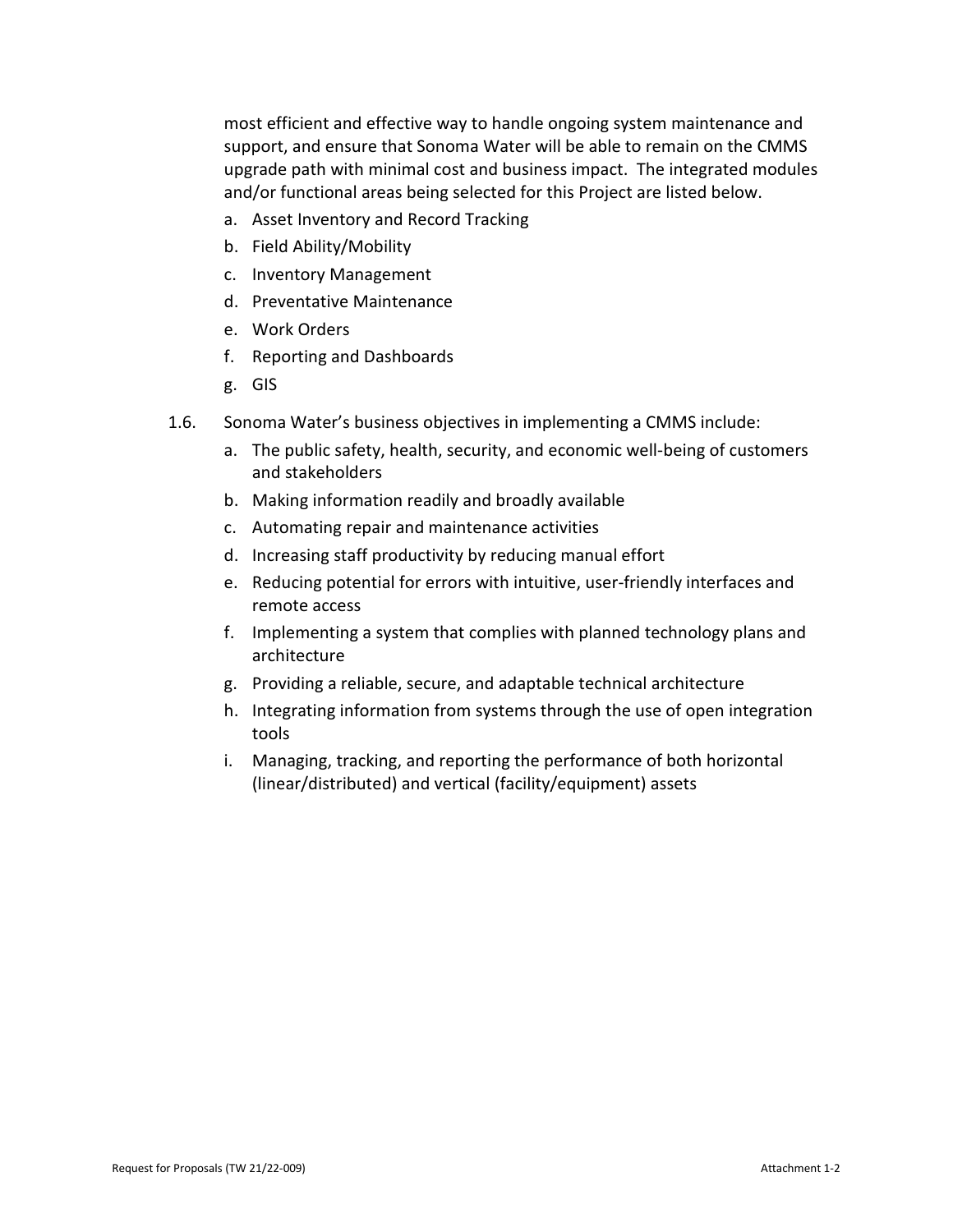most efficient and effective way to handle ongoing system maintenance and support, and ensure that Sonoma Water will be able to remain on the CMMS upgrade path with minimal cost and business impact. The integrated modules and/or functional areas being selected for this Project are listed below.

a. Asset Inventory and Record Tracking
b. Field Ability/Mobility
c. Inventory Management
d. Preventative Maintenance
e. Work Orders
f. Reporting and Dashboards
g. GIS

1.6. Sonoma Water's business objectives in implementing a CMMS include:

a. The public safety, health, security, and economic well-being of customers and stakeholders
b. Making information readily and broadly available
c. Automating repair and maintenance activities
d. Increasing staff productivity by reducing manual effort
e. Reducing potential for errors with intuitive, user-friendly interfaces and remote access
f. Implementing a system that complies with planned technology plans and architecture
g. Providing a reliable, secure, and adaptable technical architecture
h. Integrating information from systems through the use of open integration tools
i. Managing, tracking, and reporting the performance of both horizontal (linear/distributed) and vertical (facility/equipment) assets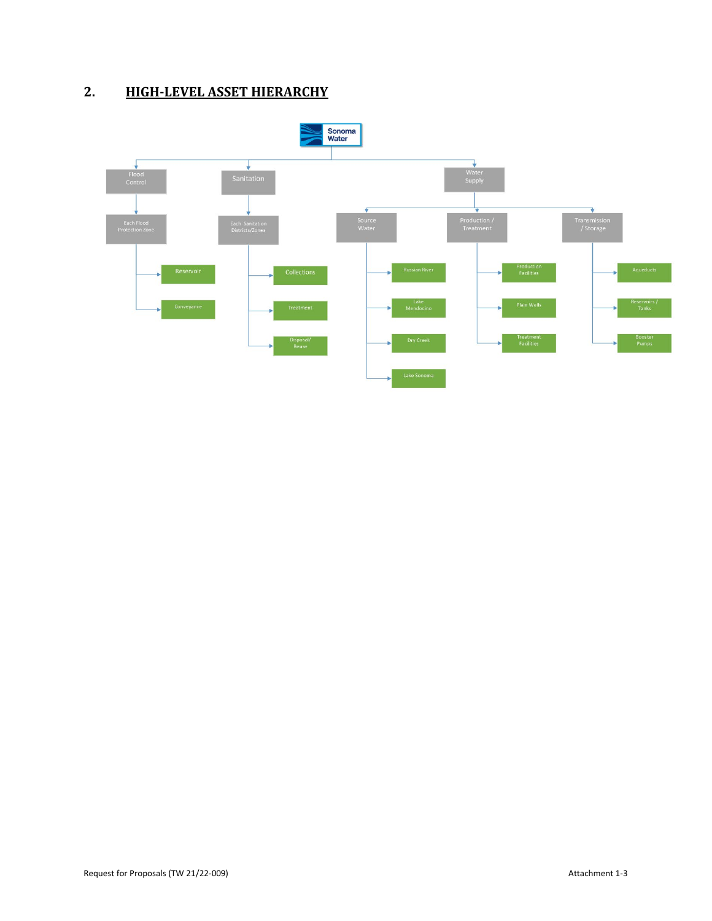## 2. HIGH-LEVEL ASSET HIERARCHY

- Sonoma Water
  - Flood Control
    - Each Flood Protection Zone
      - Reservoir
      - Conveyance
  - Sanitation
    - Each Sanitation Districts/Zones
      - Collections
      - Treatment
      - Disposal/Reuse
  - Water Supply
    - Source Water
      - Russian River
      - Lake Mendocino
      - Dry Creek
      - Lake Sonoma
    - Production / Treatment
      - Production Facilities
      - Plain Wells
      - Treatment Facilities
    - Transmission / Storage
      - Aqueducts
      - Reservoirs / Tanks
      - Booster Pumps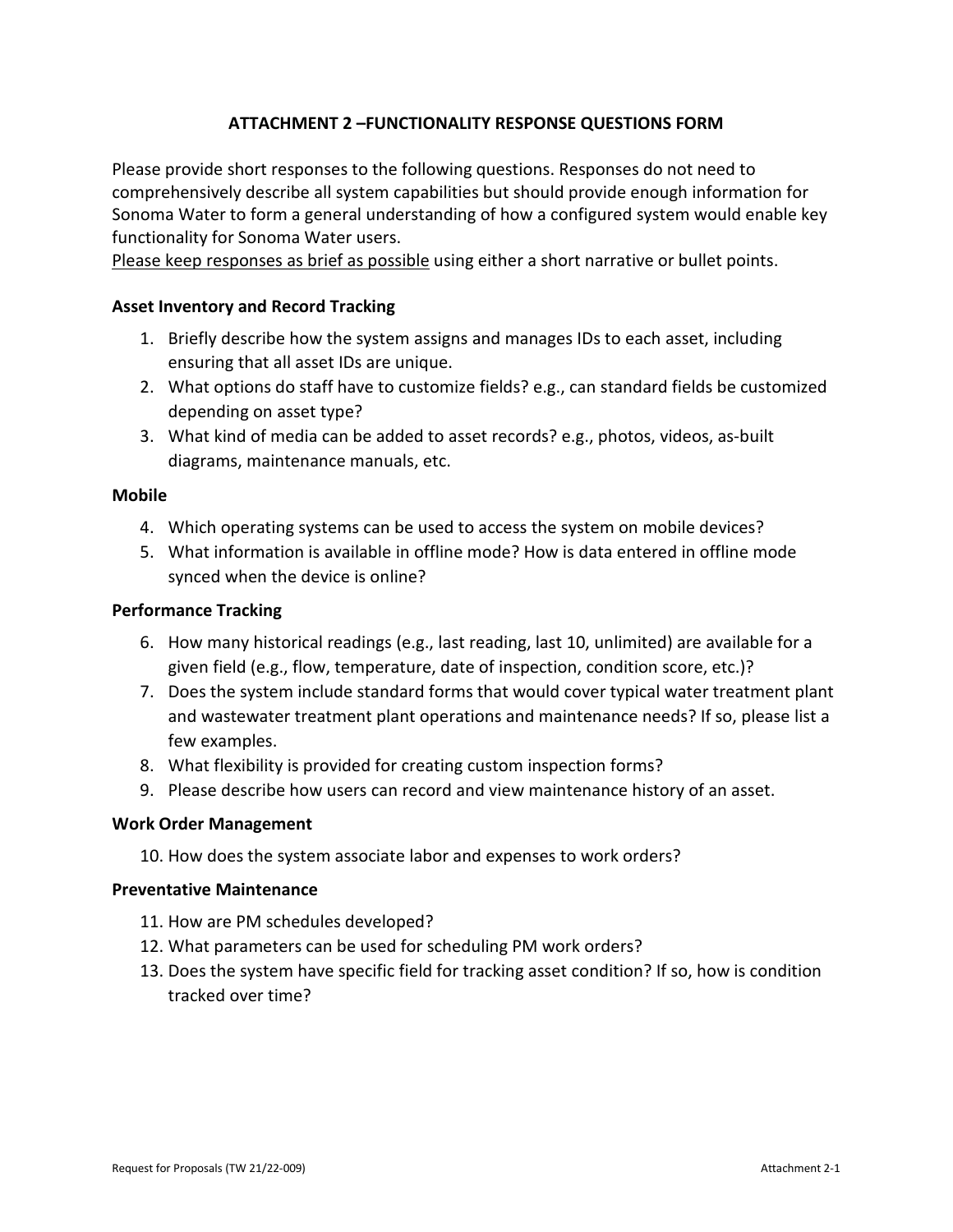# ATTACHMENT 2 –FUNCTIONALITY RESPONSE QUESTIONS FORM

Please provide short responses to the following questions. Responses do not need to comprehensively describe all system capabilities but should provide enough information for Sonoma Water to form a general understanding of how a configured system would enable key functionality for Sonoma Water users.

<u>Please keep responses as brief as possible</u> using either a short narrative or bullet points.

### Asset Inventory and Record Tracking

1. Briefly describe how the system assigns and manages IDs to each asset, including ensuring that all asset IDs are unique.
2. What options do staff have to customize fields? e.g., can standard fields be customized depending on asset type?
3. What kind of media can be added to asset records? e.g., photos, videos, as-built diagrams, maintenance manuals, etc.

### Mobile

4. Which operating systems can be used to access the system on mobile devices?
5. What information is available in offline mode? How is data entered in offline mode synced when the device is online?

### Performance Tracking

6. How many historical readings (e.g., last reading, last 10, unlimited) are available for a given field (e.g., flow, temperature, date of inspection, condition score, etc.)?
7. Does the system include standard forms that would cover typical water treatment plant and wastewater treatment plant operations and maintenance needs? If so, please list a few examples.
8. What flexibility is provided for creating custom inspection forms?
9. Please describe how users can record and view maintenance history of an asset.

### Work Order Management

10. How does the system associate labor and expenses to work orders?

### Preventative Maintenance

11. How are PM schedules developed?
12. What parameters can be used for scheduling PM work orders?
13. Does the system have specific field for tracking asset condition? If so, how is condition tracked over time?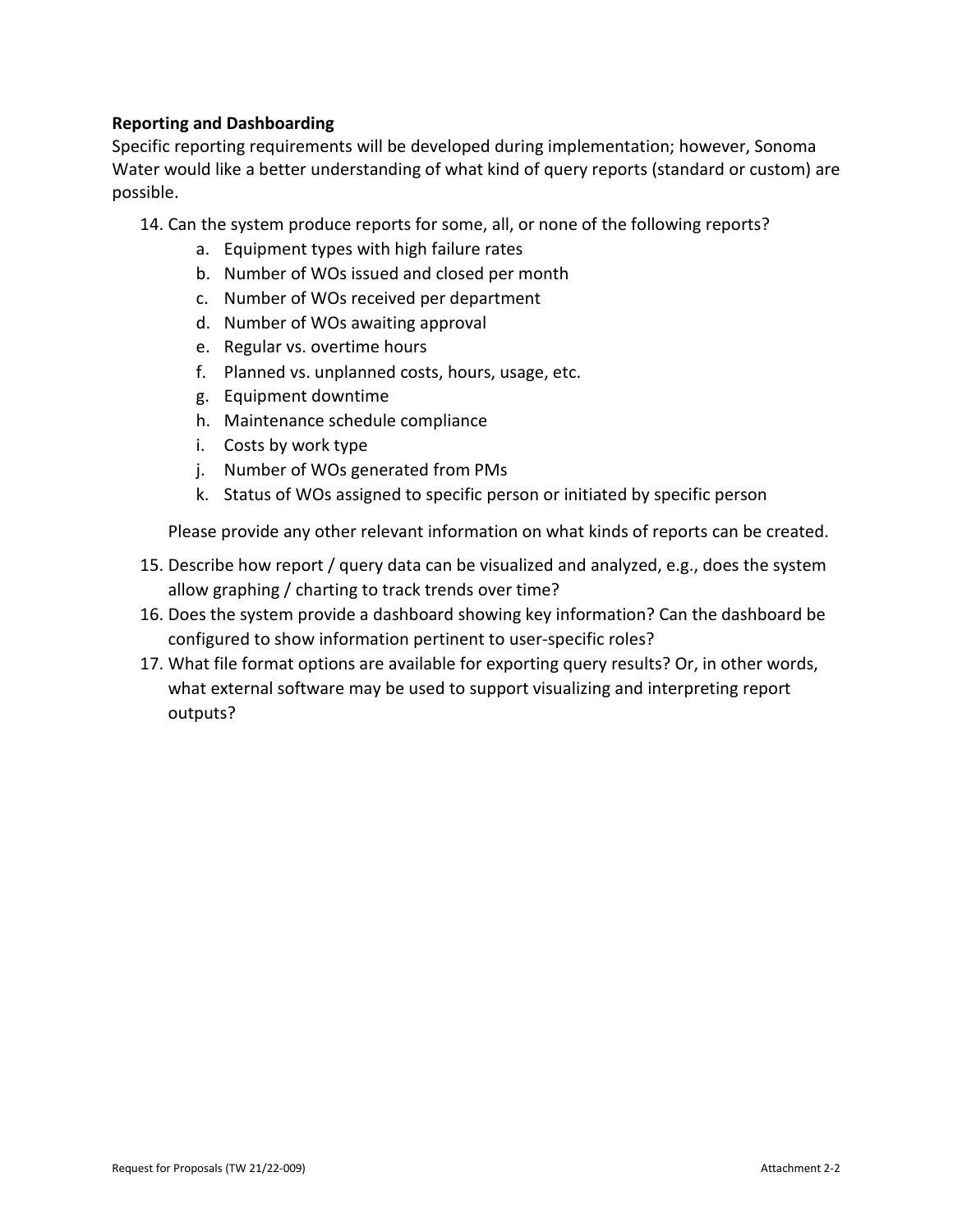**Reporting and Dashboarding**

Specific reporting requirements will be developed during implementation; however, Sonoma Water would like a better understanding of what kind of query reports (standard or custom) are possible.

14. Can the system produce reports for some, all, or none of the following reports?
    a. Equipment types with high failure rates
    b. Number of WOs issued and closed per month
    c. Number of WOs received per department
    d. Number of WOs awaiting approval
    e. Regular vs. overtime hours
    f. Planned vs. unplanned costs, hours, usage, etc.
    g. Equipment downtime
    h. Maintenance schedule compliance
    i. Costs by work type
    j. Number of WOs generated from PMs
    k. Status of WOs assigned to specific person or initiated by specific person

    Please provide any other relevant information on what kinds of reports can be created.

15. Describe how report / query data can be visualized and analyzed, e.g., does the system allow graphing / charting to track trends over time?
16. Does the system provide a dashboard showing key information? Can the dashboard be configured to show information pertinent to user-specific roles?
17. What file format options are available for exporting query results? Or, in other words, what external software may be used to support visualizing and interpreting report outputs?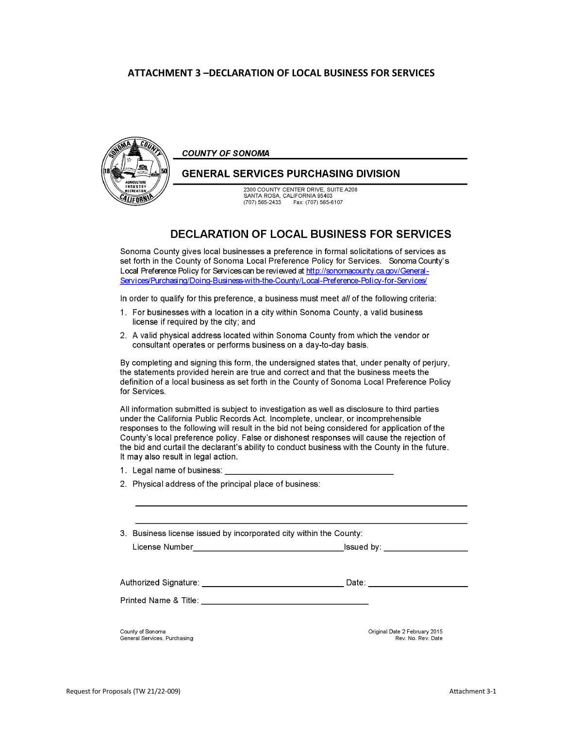## ATTACHMENT 3 –DECLARATION OF LOCAL BUSINESS FOR SERVICES

*COUNTY OF SONOMA*

**GENERAL SERVICES PURCHASING DIVISION**

2300 COUNTY CENTER DRIVE, SUITE A208
SANTA ROSA, CALIFORNIA 95403
(707) 565-2433 Fax: (707) 565-6107

## DECLARATION OF LOCAL BUSINESS FOR SERVICES

Sonoma County gives local businesses a preference in formal solicitations of services as set forth in the County of Sonoma Local Preference Policy for Services. Sonoma County's Local Preference Policy for Services can be reviewed at http://sonomacounty.ca.gov/General-Services/Purchasing/Doing-Business-with-the-County/Local-Preference-Policy-for-Services/

In order to qualify for this preference, a business must meet *all* of the following criteria:

1. For businesses with a location in a city within Sonoma County, a valid business license if required by the city; and
2. A valid physical address located within Sonoma County from which the vendor or consultant operates or performs business on a day-to-day basis.

By completing and signing this form, the undersigned states that, under penalty of perjury, the statements provided herein are true and correct and that the business meets the definition of a local business as set forth in the County of Sonoma Local Preference Policy for Services.

All information submitted is subject to investigation as well as disclosure to third parties under the California Public Records Act. Incomplete, unclear, or incomprehensible responses to the following will result in the bid not being considered for application of the County's local preference policy. False or dishonest responses will cause the rejection of the bid and curtail the declarant's ability to conduct business with the County in the future. It may also result in legal action.

1. Legal name of business: ___________________________________
2. Physical address of the principal place of business:

   ______________________________________________________________

   ______________________________________________________________

3. Business license issued by incorporated city within the County:

   License Number_______________________________Issued by: _________________

Authorized Signature: ______________________________ Date: ____________________

Printed Name & Title: ___________________________________

County of Sonoma
General Services, Purchasing

Original Date 2 February 2015
Rev. No. Rev. Date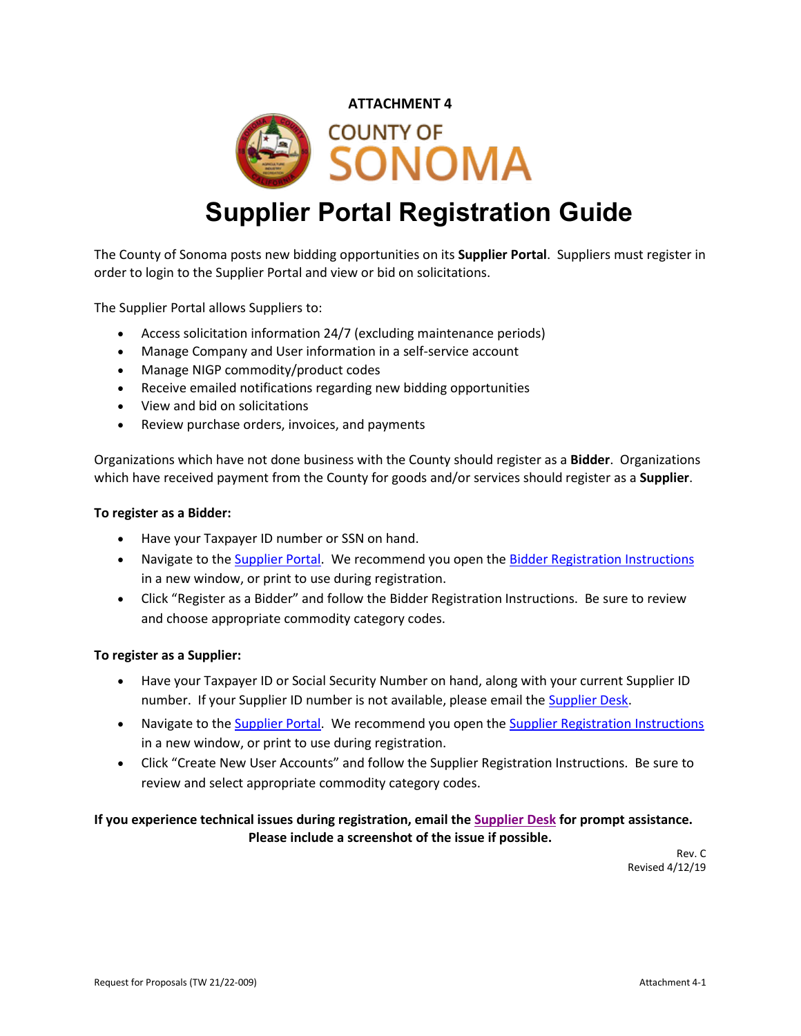**ATTACHMENT 4**

COUNTY OF SONOMA

# Supplier Portal Registration Guide

The County of Sonoma posts new bidding opportunities on its **Supplier Portal**. Suppliers must register in order to login to the Supplier Portal and view or bid on solicitations.

The Supplier Portal allows Suppliers to:

- Access solicitation information 24/7 (excluding maintenance periods)
- Manage Company and User information in a self-service account
- Manage NIGP commodity/product codes
- Receive emailed notifications regarding new bidding opportunities
- View and bid on solicitations
- Review purchase orders, invoices, and payments

Organizations which have not done business with the County should register as a **Bidder**. Organizations which have received payment from the County for goods and/or services should register as a **Supplier**.

**To register as a Bidder:**

- Have your Taxpayer ID number or SSN on hand.
- Navigate to the Supplier Portal. We recommend you open the Bidder Registration Instructions in a new window, or print to use during registration.
- Click "Register as a Bidder" and follow the Bidder Registration Instructions. Be sure to review and choose appropriate commodity category codes.

**To register as a Supplier:**

- Have your Taxpayer ID or Social Security Number on hand, along with your current Supplier ID number. If your Supplier ID number is not available, please email the Supplier Desk.
- Navigate to the Supplier Portal. We recommend you open the Supplier Registration Instructions in a new window, or print to use during registration.
- Click "Create New User Accounts" and follow the Supplier Registration Instructions. Be sure to review and select appropriate commodity category codes.

**If you experience technical issues during registration, email the Supplier Desk for prompt assistance. Please include a screenshot of the issue if possible.**

Rev. C
Revised 4/12/19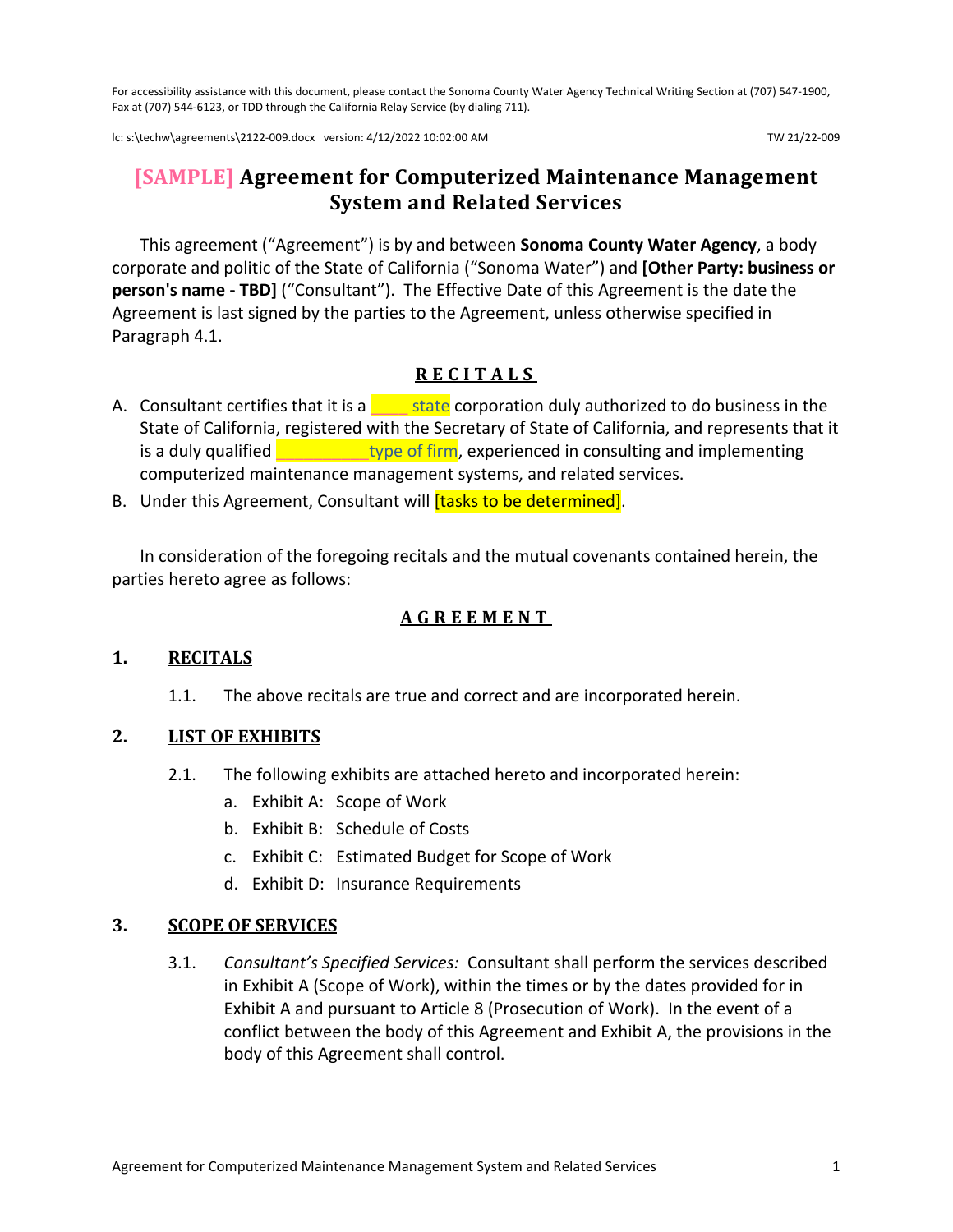For accessibility assistance with this document, please contact the Sonoma County Water Agency Technical Writing Section at (707) 547-1900, Fax at (707) 544-6123, or TDD through the California Relay Service (by dialing 711).

lc: s:\techw\agreements\2122-009.docx version: 4/12/2022 10:02:00 AM TW 21/22-009

# [SAMPLE] Agreement for Computerized Maintenance Management System and Related Services

This agreement ("Agreement") is by and between **Sonoma County Water Agency**, a body corporate and politic of the State of California ("Sonoma Water") and **[Other Party: business or person's name - TBD]** ("Consultant"). The Effective Date of this Agreement is the date the Agreement is last signed by the parties to the Agreement, unless otherwise specified in Paragraph 4.1.

## RECITALS

A. Consultant certifies that it is a ____ state corporation duly authorized to do business in the State of California, registered with the Secretary of State of California, and represents that it is a duly qualified __________ type of firm, experienced in consulting and implementing computerized maintenance management systems, and related services.

B. Under this Agreement, Consultant will [tasks to be determined].

In consideration of the foregoing recitals and the mutual covenants contained herein, the parties hereto agree as follows:

## AGREEMENT

### 1. RECITALS

1.1. The above recitals are true and correct and are incorporated herein.

### 2. LIST OF EXHIBITS

2.1. The following exhibits are attached hereto and incorporated herein:

a. Exhibit A: Scope of Work
b. Exhibit B: Schedule of Costs
c. Exhibit C: Estimated Budget for Scope of Work
d. Exhibit D: Insurance Requirements

### 3. SCOPE OF SERVICES

3.1. *Consultant's Specified Services:* Consultant shall perform the services described in Exhibit A (Scope of Work), within the times or by the dates provided for in Exhibit A and pursuant to Article 8 (Prosecution of Work). In the event of a conflict between the body of this Agreement and Exhibit A, the provisions in the body of this Agreement shall control.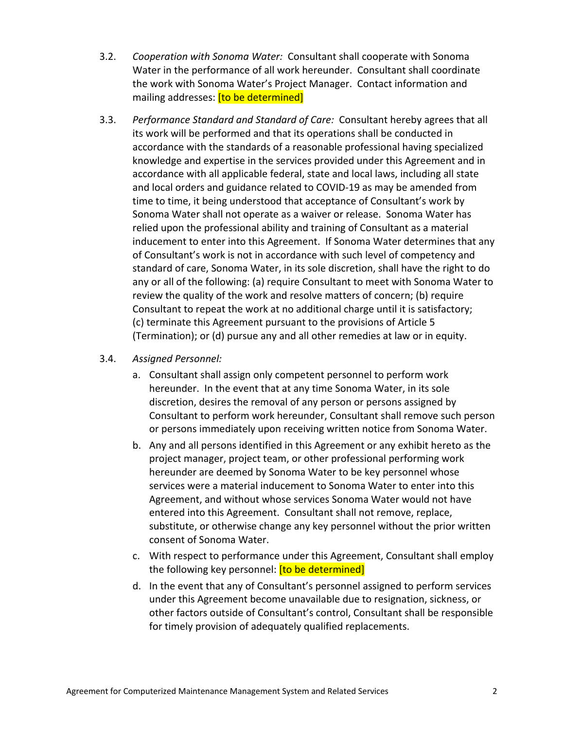3.2. *Cooperation with Sonoma Water:* Consultant shall cooperate with Sonoma Water in the performance of all work hereunder. Consultant shall coordinate the work with Sonoma Water's Project Manager. Contact information and mailing addresses: [to be determined]

3.3. *Performance Standard and Standard of Care:* Consultant hereby agrees that all its work will be performed and that its operations shall be conducted in accordance with the standards of a reasonable professional having specialized knowledge and expertise in the services provided under this Agreement and in accordance with all applicable federal, state and local laws, including all state and local orders and guidance related to COVID-19 as may be amended from time to time, it being understood that acceptance of Consultant's work by Sonoma Water shall not operate as a waiver or release. Sonoma Water has relied upon the professional ability and training of Consultant as a material inducement to enter into this Agreement. If Sonoma Water determines that any of Consultant's work is not in accordance with such level of competency and standard of care, Sonoma Water, in its sole discretion, shall have the right to do any or all of the following: (a) require Consultant to meet with Sonoma Water to review the quality of the work and resolve matters of concern; (b) require Consultant to repeat the work at no additional charge until it is satisfactory; (c) terminate this Agreement pursuant to the provisions of Article 5 (Termination); or (d) pursue any and all other remedies at law or in equity.

3.4. *Assigned Personnel:*

a. Consultant shall assign only competent personnel to perform work hereunder. In the event that at any time Sonoma Water, in its sole discretion, desires the removal of any person or persons assigned by Consultant to perform work hereunder, Consultant shall remove such person or persons immediately upon receiving written notice from Sonoma Water.

b. Any and all persons identified in this Agreement or any exhibit hereto as the project manager, project team, or other professional performing work hereunder are deemed by Sonoma Water to be key personnel whose services were a material inducement to Sonoma Water to enter into this Agreement, and without whose services Sonoma Water would not have entered into this Agreement. Consultant shall not remove, replace, substitute, or otherwise change any key personnel without the prior written consent of Sonoma Water.

c. With respect to performance under this Agreement, Consultant shall employ the following key personnel: [to be determined]

d. In the event that any of Consultant's personnel assigned to perform services under this Agreement become unavailable due to resignation, sickness, or other factors outside of Consultant's control, Consultant shall be responsible for timely provision of adequately qualified replacements.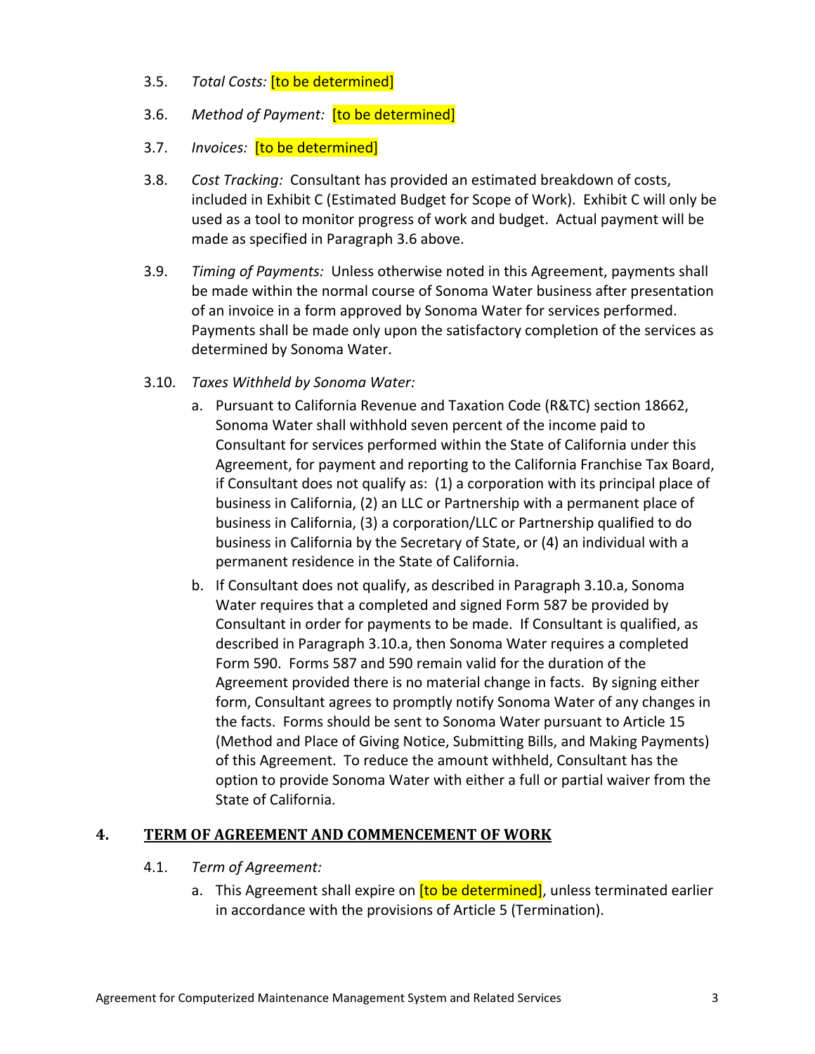3.5. *Total Costs:* [to be determined]

3.6. *Method of Payment:* [to be determined]

3.7. *Invoices:* [to be determined]

3.8. *Cost Tracking:* Consultant has provided an estimated breakdown of costs, included in Exhibit C (Estimated Budget for Scope of Work). Exhibit C will only be used as a tool to monitor progress of work and budget. Actual payment will be made as specified in Paragraph 3.6 above.

3.9. *Timing of Payments:* Unless otherwise noted in this Agreement, payments shall be made within the normal course of Sonoma Water business after presentation of an invoice in a form approved by Sonoma Water for services performed. Payments shall be made only upon the satisfactory completion of the services as determined by Sonoma Water.

3.10. *Taxes Withheld by Sonoma Water:*

a. Pursuant to California Revenue and Taxation Code (R&TC) section 18662, Sonoma Water shall withhold seven percent of the income paid to Consultant for services performed within the State of California under this Agreement, for payment and reporting to the California Franchise Tax Board, if Consultant does not qualify as: (1) a corporation with its principal place of business in California, (2) an LLC or Partnership with a permanent place of business in California, (3) a corporation/LLC or Partnership qualified to do business in California by the Secretary of State, or (4) an individual with a permanent residence in the State of California.

b. If Consultant does not qualify, as described in Paragraph 3.10.a, Sonoma Water requires that a completed and signed Form 587 be provided by Consultant in order for payments to be made. If Consultant is qualified, as described in Paragraph 3.10.a, then Sonoma Water requires a completed Form 590. Forms 587 and 590 remain valid for the duration of the Agreement provided there is no material change in facts. By signing either form, Consultant agrees to promptly notify Sonoma Water of any changes in the facts. Forms should be sent to Sonoma Water pursuant to Article 15 (Method and Place of Giving Notice, Submitting Bills, and Making Payments) of this Agreement. To reduce the amount withheld, Consultant has the option to provide Sonoma Water with either a full or partial waiver from the State of California.

## 4. TERM OF AGREEMENT AND COMMENCEMENT OF WORK

4.1. *Term of Agreement:*

a. This Agreement shall expire on [to be determined], unless terminated earlier in accordance with the provisions of Article 5 (Termination).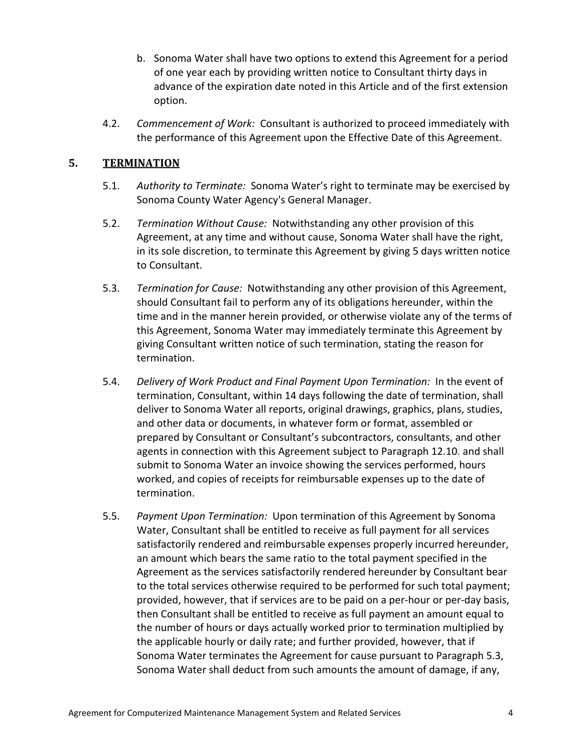b. Sonoma Water shall have two options to extend this Agreement for a period of one year each by providing written notice to Consultant thirty days in advance of the expiration date noted in this Article and of the first extension option.

4.2. *Commencement of Work:* Consultant is authorized to proceed immediately with the performance of this Agreement upon the Effective Date of this Agreement.

## 5. **TERMINATION**

5.1. *Authority to Terminate:* Sonoma Water's right to terminate may be exercised by Sonoma County Water Agency's General Manager.

5.2. *Termination Without Cause:* Notwithstanding any other provision of this Agreement, at any time and without cause, Sonoma Water shall have the right, in its sole discretion, to terminate this Agreement by giving 5 days written notice to Consultant.

5.3. *Termination for Cause:* Notwithstanding any other provision of this Agreement, should Consultant fail to perform any of its obligations hereunder, within the time and in the manner herein provided, or otherwise violate any of the terms of this Agreement, Sonoma Water may immediately terminate this Agreement by giving Consultant written notice of such termination, stating the reason for termination.

5.4. *Delivery of Work Product and Final Payment Upon Termination:* In the event of termination, Consultant, within 14 days following the date of termination, shall deliver to Sonoma Water all reports, original drawings, graphics, plans, studies, and other data or documents, in whatever form or format, assembled or prepared by Consultant or Consultant's subcontractors, consultants, and other agents in connection with this Agreement subject to Paragraph 12.10. and shall submit to Sonoma Water an invoice showing the services performed, hours worked, and copies of receipts for reimbursable expenses up to the date of termination.

5.5. *Payment Upon Termination:* Upon termination of this Agreement by Sonoma Water, Consultant shall be entitled to receive as full payment for all services satisfactorily rendered and reimbursable expenses properly incurred hereunder, an amount which bears the same ratio to the total payment specified in the Agreement as the services satisfactorily rendered hereunder by Consultant bear to the total services otherwise required to be performed for such total payment; provided, however, that if services are to be paid on a per-hour or per-day basis, then Consultant shall be entitled to receive as full payment an amount equal to the number of hours or days actually worked prior to termination multiplied by the applicable hourly or daily rate; and further provided, however, that if Sonoma Water terminates the Agreement for cause pursuant to Paragraph 5.3, Sonoma Water shall deduct from such amounts the amount of damage, if any,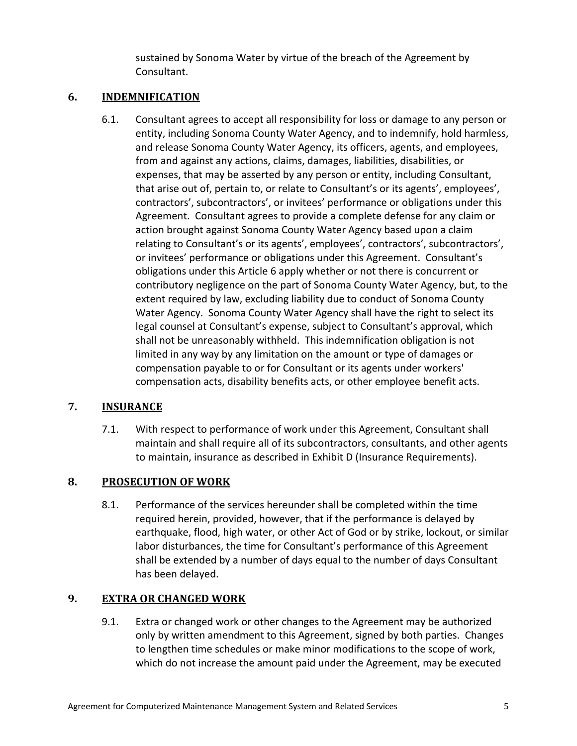sustained by Sonoma Water by virtue of the breach of the Agreement by Consultant.

## 6. INDEMNIFICATION

6.1. Consultant agrees to accept all responsibility for loss or damage to any person or entity, including Sonoma County Water Agency, and to indemnify, hold harmless, and release Sonoma County Water Agency, its officers, agents, and employees, from and against any actions, claims, damages, liabilities, disabilities, or expenses, that may be asserted by any person or entity, including Consultant, that arise out of, pertain to, or relate to Consultant's or its agents', employees', contractors', subcontractors', or invitees' performance or obligations under this Agreement. Consultant agrees to provide a complete defense for any claim or action brought against Sonoma County Water Agency based upon a claim relating to Consultant's or its agents', employees', contractors', subcontractors', or invitees' performance or obligations under this Agreement. Consultant's obligations under this Article 6 apply whether or not there is concurrent or contributory negligence on the part of Sonoma County Water Agency, but, to the extent required by law, excluding liability due to conduct of Sonoma County Water Agency. Sonoma County Water Agency shall have the right to select its legal counsel at Consultant's expense, subject to Consultant's approval, which shall not be unreasonably withheld. This indemnification obligation is not limited in any way by any limitation on the amount or type of damages or compensation payable to or for Consultant or its agents under workers' compensation acts, disability benefits acts, or other employee benefit acts.

## 7. INSURANCE

7.1. With respect to performance of work under this Agreement, Consultant shall maintain and shall require all of its subcontractors, consultants, and other agents to maintain, insurance as described in Exhibit D (Insurance Requirements).

## 8. PROSECUTION OF WORK

8.1. Performance of the services hereunder shall be completed within the time required herein, provided, however, that if the performance is delayed by earthquake, flood, high water, or other Act of God or by strike, lockout, or similar labor disturbances, the time for Consultant's performance of this Agreement shall be extended by a number of days equal to the number of days Consultant has been delayed.

## 9. EXTRA OR CHANGED WORK

9.1. Extra or changed work or other changes to the Agreement may be authorized only by written amendment to this Agreement, signed by both parties. Changes to lengthen time schedules or make minor modifications to the scope of work, which do not increase the amount paid under the Agreement, may be executed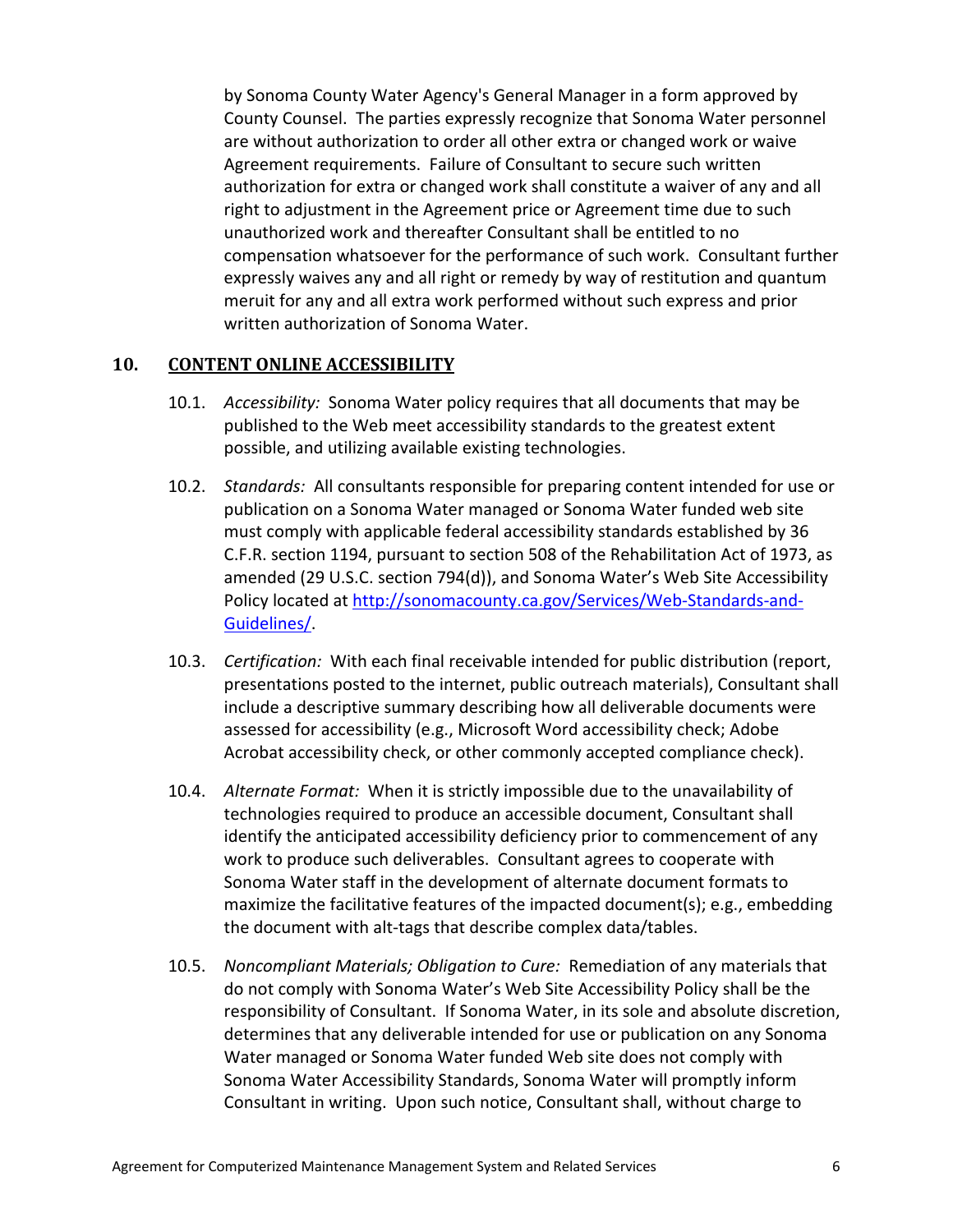by Sonoma County Water Agency's General Manager in a form approved by County Counsel. The parties expressly recognize that Sonoma Water personnel are without authorization to order all other extra or changed work or waive Agreement requirements. Failure of Consultant to secure such written authorization for extra or changed work shall constitute a waiver of any and all right to adjustment in the Agreement price or Agreement time due to such unauthorized work and thereafter Consultant shall be entitled to no compensation whatsoever for the performance of such work. Consultant further expressly waives any and all right or remedy by way of restitution and quantum meruit for any and all extra work performed without such express and prior written authorization of Sonoma Water.

## 10. CONTENT ONLINE ACCESSIBILITY

10.1. *Accessibility:* Sonoma Water policy requires that all documents that may be published to the Web meet accessibility standards to the greatest extent possible, and utilizing available existing technologies.

10.2. *Standards:* All consultants responsible for preparing content intended for use or publication on a Sonoma Water managed or Sonoma Water funded web site must comply with applicable federal accessibility standards established by 36 C.F.R. section 1194, pursuant to section 508 of the Rehabilitation Act of 1973, as amended (29 U.S.C. section 794(d)), and Sonoma Water's Web Site Accessibility Policy located at [http://sonomacounty.ca.gov/Services/Web-Standards-and-Guidelines/](http://sonomacounty.ca.gov/Services/Web-Standards-and-Guidelines/).

10.3. *Certification:* With each final receivable intended for public distribution (report, presentations posted to the internet, public outreach materials), Consultant shall include a descriptive summary describing how all deliverable documents were assessed for accessibility (e.g., Microsoft Word accessibility check; Adobe Acrobat accessibility check, or other commonly accepted compliance check).

10.4. *Alternate Format:* When it is strictly impossible due to the unavailability of technologies required to produce an accessible document, Consultant shall identify the anticipated accessibility deficiency prior to commencement of any work to produce such deliverables. Consultant agrees to cooperate with Sonoma Water staff in the development of alternate document formats to maximize the facilitative features of the impacted document(s); e.g., embedding the document with alt-tags that describe complex data/tables.

10.5. *Noncompliant Materials; Obligation to Cure:* Remediation of any materials that do not comply with Sonoma Water's Web Site Accessibility Policy shall be the responsibility of Consultant. If Sonoma Water, in its sole and absolute discretion, determines that any deliverable intended for use or publication on any Sonoma Water managed or Sonoma Water funded Web site does not comply with Sonoma Water Accessibility Standards, Sonoma Water will promptly inform Consultant in writing. Upon such notice, Consultant shall, without charge to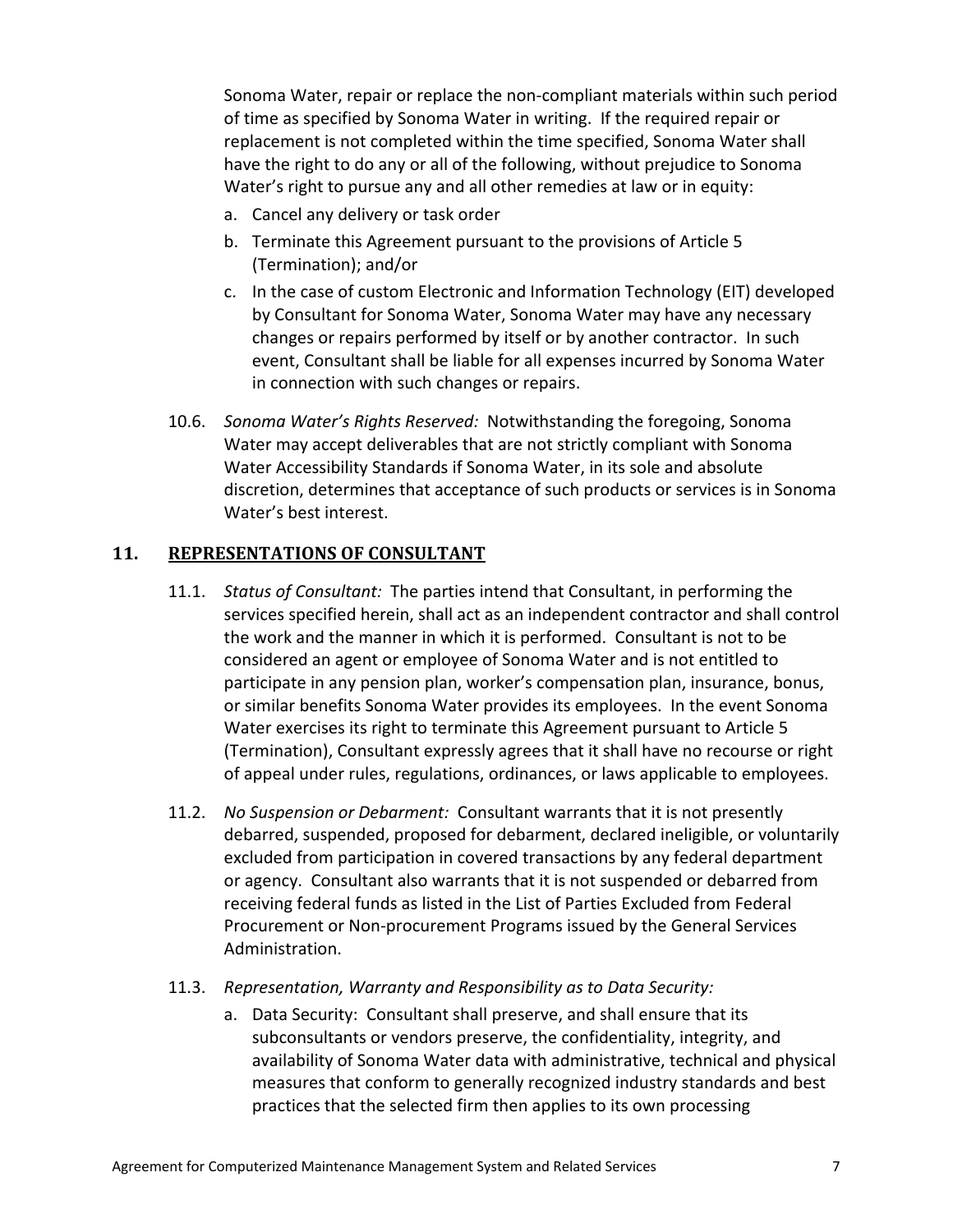Sonoma Water, repair or replace the non-compliant materials within such period of time as specified by Sonoma Water in writing. If the required repair or replacement is not completed within the time specified, Sonoma Water shall have the right to do any or all of the following, without prejudice to Sonoma Water's right to pursue any and all other remedies at law or in equity:

a. Cancel any delivery or task order
b. Terminate this Agreement pursuant to the provisions of Article 5 (Termination); and/or
c. In the case of custom Electronic and Information Technology (EIT) developed by Consultant for Sonoma Water, Sonoma Water may have any necessary changes or repairs performed by itself or by another contractor. In such event, Consultant shall be liable for all expenses incurred by Sonoma Water in connection with such changes or repairs.

10.6. *Sonoma Water's Rights Reserved:* Notwithstanding the foregoing, Sonoma Water may accept deliverables that are not strictly compliant with Sonoma Water Accessibility Standards if Sonoma Water, in its sole and absolute discretion, determines that acceptance of such products or services is in Sonoma Water's best interest.

## 11. REPRESENTATIONS OF CONSULTANT

11.1. *Status of Consultant:* The parties intend that Consultant, in performing the services specified herein, shall act as an independent contractor and shall control the work and the manner in which it is performed. Consultant is not to be considered an agent or employee of Sonoma Water and is not entitled to participate in any pension plan, worker's compensation plan, insurance, bonus, or similar benefits Sonoma Water provides its employees. In the event Sonoma Water exercises its right to terminate this Agreement pursuant to Article 5 (Termination), Consultant expressly agrees that it shall have no recourse or right of appeal under rules, regulations, ordinances, or laws applicable to employees.

11.2. *No Suspension or Debarment:* Consultant warrants that it is not presently debarred, suspended, proposed for debarment, declared ineligible, or voluntarily excluded from participation in covered transactions by any federal department or agency. Consultant also warrants that it is not suspended or debarred from receiving federal funds as listed in the List of Parties Excluded from Federal Procurement or Non-procurement Programs issued by the General Services Administration.

11.3. *Representation, Warranty and Responsibility as to Data Security:*

a. Data Security: Consultant shall preserve, and shall ensure that its subconsultants or vendors preserve, the confidentiality, integrity, and availability of Sonoma Water data with administrative, technical and physical measures that conform to generally recognized industry standards and best practices that the selected firm then applies to its own processing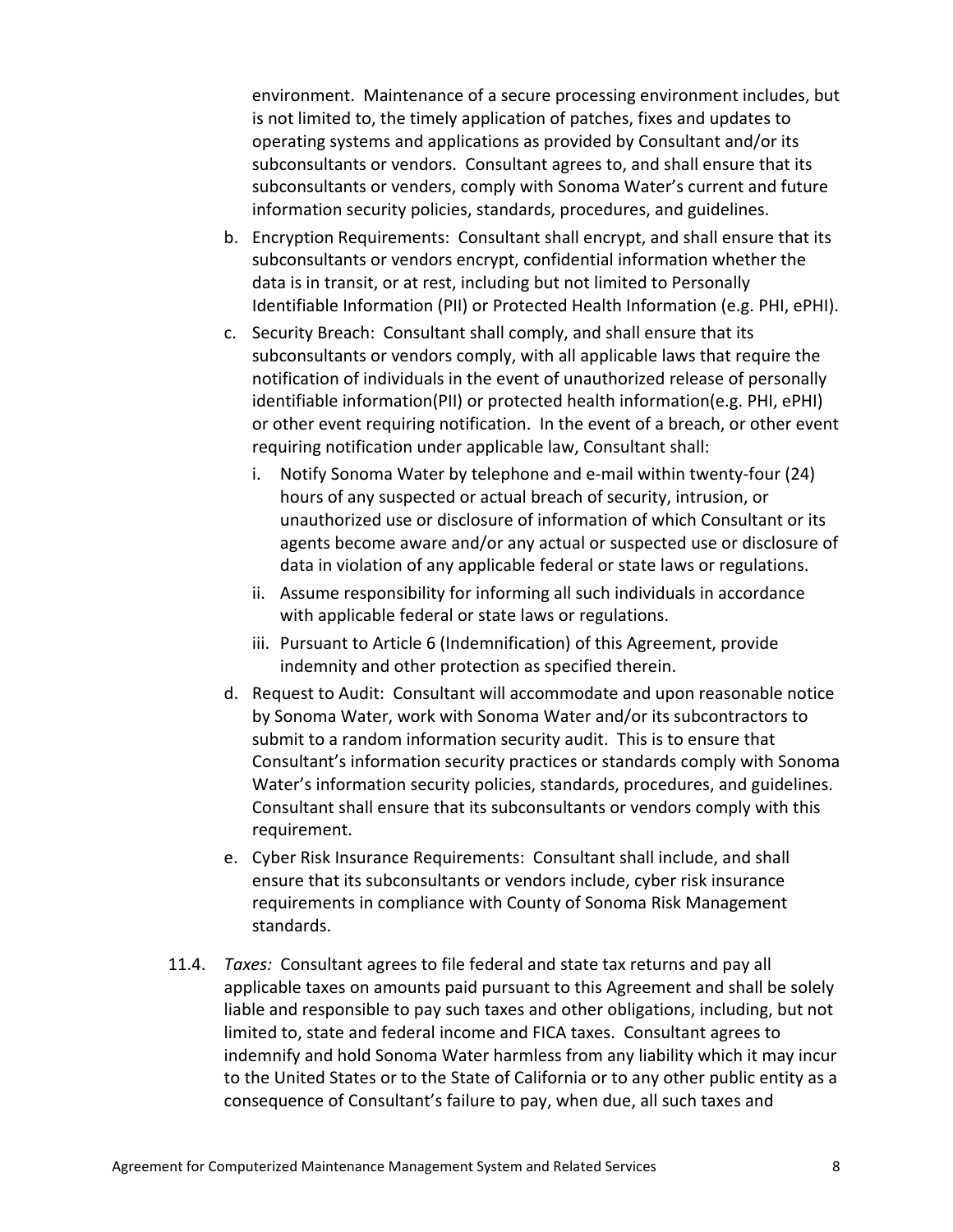environment. Maintenance of a secure processing environment includes, but is not limited to, the timely application of patches, fixes and updates to operating systems and applications as provided by Consultant and/or its subconsultants or vendors. Consultant agrees to, and shall ensure that its subconsultants or venders, comply with Sonoma Water's current and future information security policies, standards, procedures, and guidelines.

b. Encryption Requirements: Consultant shall encrypt, and shall ensure that its subconsultants or vendors encrypt, confidential information whether the data is in transit, or at rest, including but not limited to Personally Identifiable Information (PII) or Protected Health Information (e.g. PHI, ePHI).

c. Security Breach: Consultant shall comply, and shall ensure that its subconsultants or vendors comply, with all applicable laws that require the notification of individuals in the event of unauthorized release of personally identifiable information(PII) or protected health information(e.g. PHI, ePHI) or other event requiring notification. In the event of a breach, or other event requiring notification under applicable law, Consultant shall:

   i. Notify Sonoma Water by telephone and e-mail within twenty-four (24) hours of any suspected or actual breach of security, intrusion, or unauthorized use or disclosure of information of which Consultant or its agents become aware and/or any actual or suspected use or disclosure of data in violation of any applicable federal or state laws or regulations.

   ii. Assume responsibility for informing all such individuals in accordance with applicable federal or state laws or regulations.

   iii. Pursuant to Article 6 (Indemnification) of this Agreement, provide indemnity and other protection as specified therein.

d. Request to Audit: Consultant will accommodate and upon reasonable notice by Sonoma Water, work with Sonoma Water and/or its subcontractors to submit to a random information security audit. This is to ensure that Consultant's information security practices or standards comply with Sonoma Water's information security policies, standards, procedures, and guidelines. Consultant shall ensure that its subconsultants or vendors comply with this requirement.

e. Cyber Risk Insurance Requirements: Consultant shall include, and shall ensure that its subconsultants or vendors include, cyber risk insurance requirements in compliance with County of Sonoma Risk Management standards.

11.4. *Taxes:* Consultant agrees to file federal and state tax returns and pay all applicable taxes on amounts paid pursuant to this Agreement and shall be solely liable and responsible to pay such taxes and other obligations, including, but not limited to, state and federal income and FICA taxes. Consultant agrees to indemnify and hold Sonoma Water harmless from any liability which it may incur to the United States or to the State of California or to any other public entity as a consequence of Consultant's failure to pay, when due, all such taxes and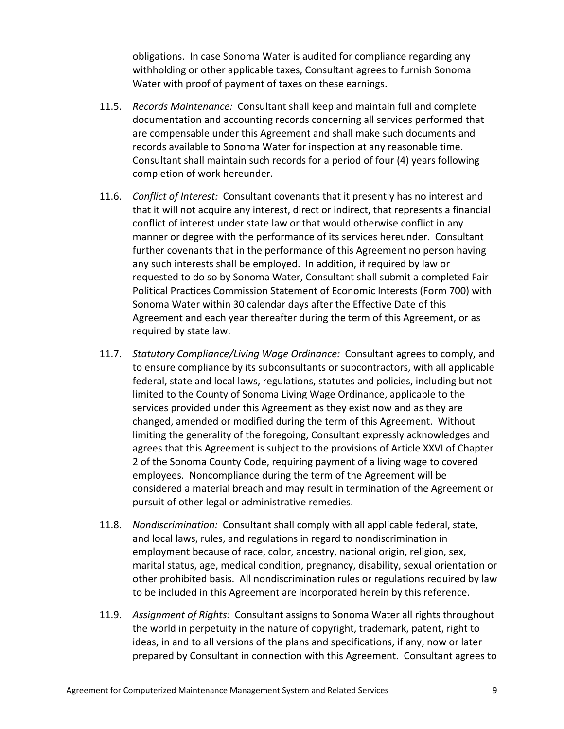obligations. In case Sonoma Water is audited for compliance regarding any withholding or other applicable taxes, Consultant agrees to furnish Sonoma Water with proof of payment of taxes on these earnings.

11.5. *Records Maintenance:* Consultant shall keep and maintain full and complete documentation and accounting records concerning all services performed that are compensable under this Agreement and shall make such documents and records available to Sonoma Water for inspection at any reasonable time. Consultant shall maintain such records for a period of four (4) years following completion of work hereunder.

11.6. *Conflict of Interest:* Consultant covenants that it presently has no interest and that it will not acquire any interest, direct or indirect, that represents a financial conflict of interest under state law or that would otherwise conflict in any manner or degree with the performance of its services hereunder. Consultant further covenants that in the performance of this Agreement no person having any such interests shall be employed. In addition, if required by law or requested to do so by Sonoma Water, Consultant shall submit a completed Fair Political Practices Commission Statement of Economic Interests (Form 700) with Sonoma Water within 30 calendar days after the Effective Date of this Agreement and each year thereafter during the term of this Agreement, or as required by state law.

11.7. *Statutory Compliance/Living Wage Ordinance:* Consultant agrees to comply, and to ensure compliance by its subconsultants or subcontractors, with all applicable federal, state and local laws, regulations, statutes and policies, including but not limited to the County of Sonoma Living Wage Ordinance, applicable to the services provided under this Agreement as they exist now and as they are changed, amended or modified during the term of this Agreement. Without limiting the generality of the foregoing, Consultant expressly acknowledges and agrees that this Agreement is subject to the provisions of Article XXVI of Chapter 2 of the Sonoma County Code, requiring payment of a living wage to covered employees. Noncompliance during the term of the Agreement will be considered a material breach and may result in termination of the Agreement or pursuit of other legal or administrative remedies.

11.8. *Nondiscrimination:* Consultant shall comply with all applicable federal, state, and local laws, rules, and regulations in regard to nondiscrimination in employment because of race, color, ancestry, national origin, religion, sex, marital status, age, medical condition, pregnancy, disability, sexual orientation or other prohibited basis. All nondiscrimination rules or regulations required by law to be included in this Agreement are incorporated herein by this reference.

11.9. *Assignment of Rights:* Consultant assigns to Sonoma Water all rights throughout the world in perpetuity in the nature of copyright, trademark, patent, right to ideas, in and to all versions of the plans and specifications, if any, now or later prepared by Consultant in connection with this Agreement. Consultant agrees to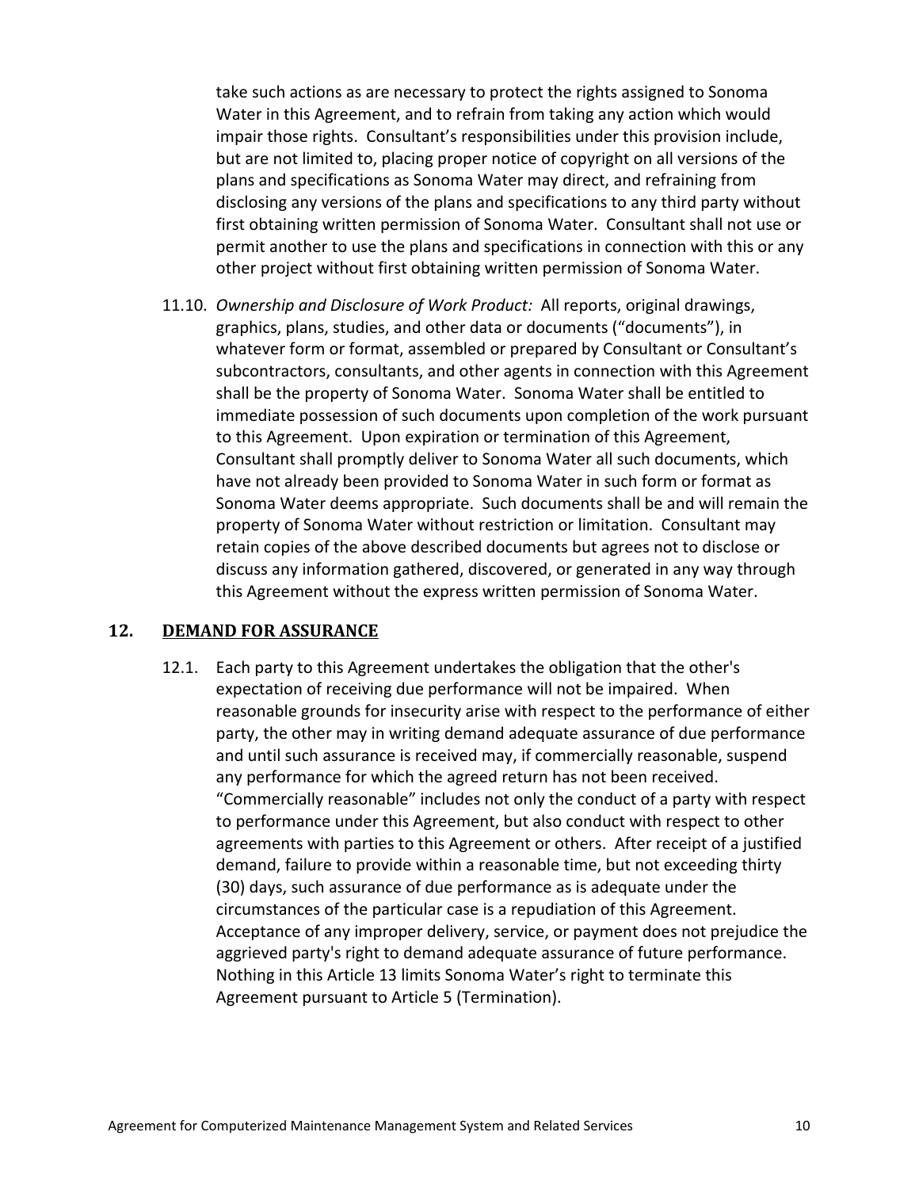take such actions as are necessary to protect the rights assigned to Sonoma Water in this Agreement, and to refrain from taking any action which would impair those rights. Consultant's responsibilities under this provision include, but are not limited to, placing proper notice of copyright on all versions of the plans and specifications as Sonoma Water may direct, and refraining from disclosing any versions of the plans and specifications to any third party without first obtaining written permission of Sonoma Water. Consultant shall not use or permit another to use the plans and specifications in connection with this or any other project without first obtaining written permission of Sonoma Water.

11.10. *Ownership and Disclosure of Work Product:* All reports, original drawings, graphics, plans, studies, and other data or documents ("documents"), in whatever form or format, assembled or prepared by Consultant or Consultant's subcontractors, consultants, and other agents in connection with this Agreement shall be the property of Sonoma Water. Sonoma Water shall be entitled to immediate possession of such documents upon completion of the work pursuant to this Agreement. Upon expiration or termination of this Agreement, Consultant shall promptly deliver to Sonoma Water all such documents, which have not already been provided to Sonoma Water in such form or format as Sonoma Water deems appropriate. Such documents shall be and will remain the property of Sonoma Water without restriction or limitation. Consultant may retain copies of the above described documents but agrees not to disclose or discuss any information gathered, discovered, or generated in any way through this Agreement without the express written permission of Sonoma Water.

## 12. DEMAND FOR ASSURANCE

12.1. Each party to this Agreement undertakes the obligation that the other's expectation of receiving due performance will not be impaired. When reasonable grounds for insecurity arise with respect to the performance of either party, the other may in writing demand adequate assurance of due performance and until such assurance is received may, if commercially reasonable, suspend any performance for which the agreed return has not been received. "Commercially reasonable" includes not only the conduct of a party with respect to performance under this Agreement, but also conduct with respect to other agreements with parties to this Agreement or others. After receipt of a justified demand, failure to provide within a reasonable time, but not exceeding thirty (30) days, such assurance of due performance as is adequate under the circumstances of the particular case is a repudiation of this Agreement. Acceptance of any improper delivery, service, or payment does not prejudice the aggrieved party's right to demand adequate assurance of future performance. Nothing in this Article 13 limits Sonoma Water's right to terminate this Agreement pursuant to Article 5 (Termination).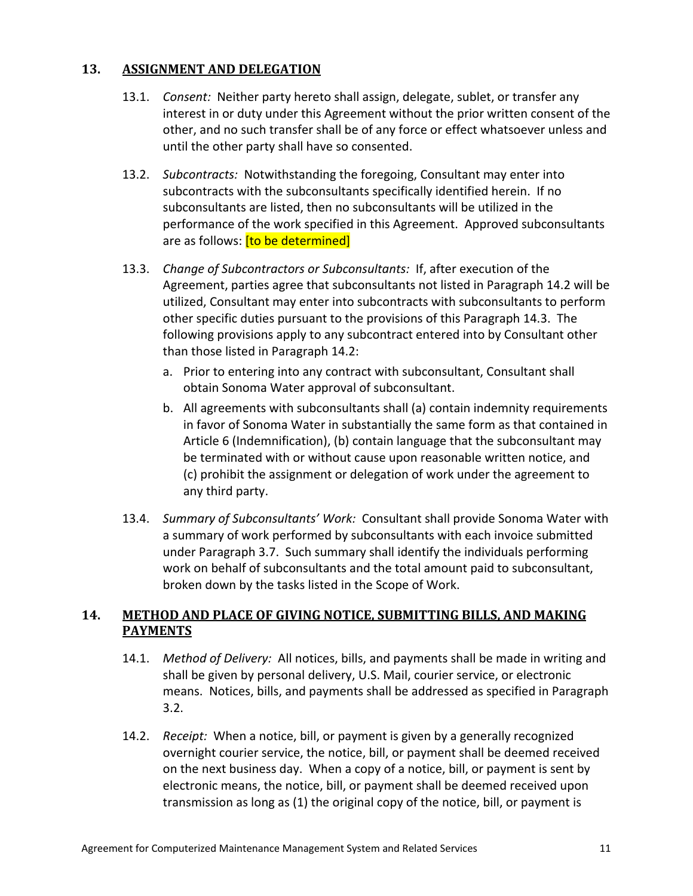## 13. ASSIGNMENT AND DELEGATION

13.1. *Consent:* Neither party hereto shall assign, delegate, sublet, or transfer any interest in or duty under this Agreement without the prior written consent of the other, and no such transfer shall be of any force or effect whatsoever unless and until the other party shall have so consented.

13.2. *Subcontracts:* Notwithstanding the foregoing, Consultant may enter into subcontracts with the subconsultants specifically identified herein. If no subconsultants are listed, then no subconsultants will be utilized in the performance of the work specified in this Agreement. Approved subconsultants are as follows: [to be determined]

13.3. *Change of Subcontractors or Subconsultants:* If, after execution of the Agreement, parties agree that subconsultants not listed in Paragraph 14.2 will be utilized, Consultant may enter into subcontracts with subconsultants to perform other specific duties pursuant to the provisions of this Paragraph 14.3. The following provisions apply to any subcontract entered into by Consultant other than those listed in Paragraph 14.2:

a. Prior to entering into any contract with subconsultant, Consultant shall obtain Sonoma Water approval of subconsultant.

b. All agreements with subconsultants shall (a) contain indemnity requirements in favor of Sonoma Water in substantially the same form as that contained in Article 6 (Indemnification), (b) contain language that the subconsultant may be terminated with or without cause upon reasonable written notice, and (c) prohibit the assignment or delegation of work under the agreement to any third party.

13.4. *Summary of Subconsultants' Work:* Consultant shall provide Sonoma Water with a summary of work performed by subconsultants with each invoice submitted under Paragraph 3.7. Such summary shall identify the individuals performing work on behalf of subconsultants and the total amount paid to subconsultant, broken down by the tasks listed in the Scope of Work.

## 14. METHOD AND PLACE OF GIVING NOTICE, SUBMITTING BILLS, AND MAKING PAYMENTS

14.1. *Method of Delivery:* All notices, bills, and payments shall be made in writing and shall be given by personal delivery, U.S. Mail, courier service, or electronic means. Notices, bills, and payments shall be addressed as specified in Paragraph 3.2.

14.2. *Receipt:* When a notice, bill, or payment is given by a generally recognized overnight courier service, the notice, bill, or payment shall be deemed received on the next business day. When a copy of a notice, bill, or payment is sent by electronic means, the notice, bill, or payment shall be deemed received upon transmission as long as (1) the original copy of the notice, bill, or payment is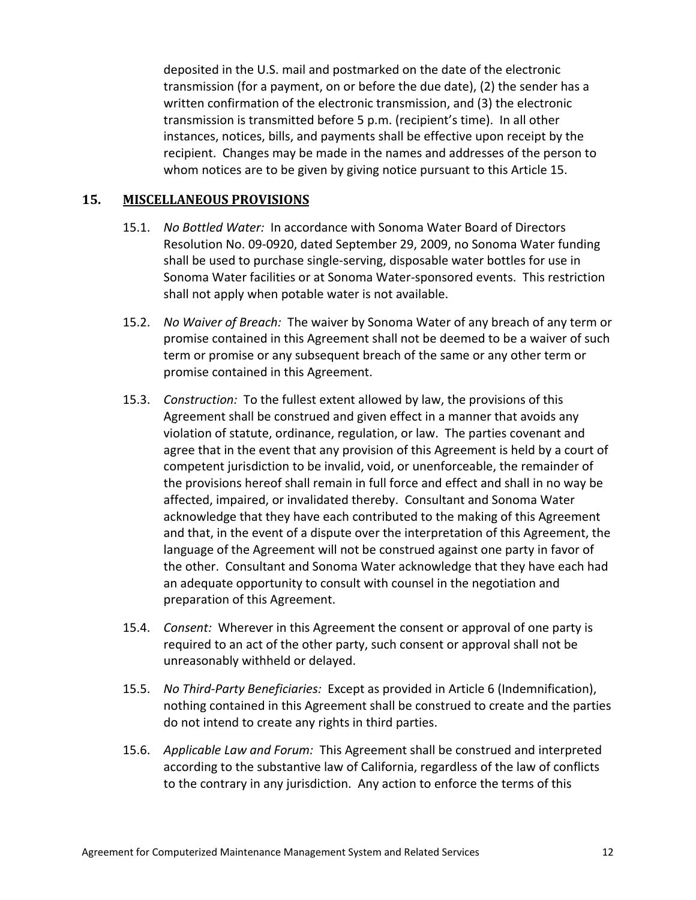deposited in the U.S. mail and postmarked on the date of the electronic transmission (for a payment, on or before the due date), (2) the sender has a written confirmation of the electronic transmission, and (3) the electronic transmission is transmitted before 5 p.m. (recipient's time). In all other instances, notices, bills, and payments shall be effective upon receipt by the recipient. Changes may be made in the names and addresses of the person to whom notices are to be given by giving notice pursuant to this Article 15.

## 15. MISCELLANEOUS PROVISIONS

15.1. *No Bottled Water:* In accordance with Sonoma Water Board of Directors Resolution No. 09-0920, dated September 29, 2009, no Sonoma Water funding shall be used to purchase single-serving, disposable water bottles for use in Sonoma Water facilities or at Sonoma Water-sponsored events. This restriction shall not apply when potable water is not available.

15.2. *No Waiver of Breach:* The waiver by Sonoma Water of any breach of any term or promise contained in this Agreement shall not be deemed to be a waiver of such term or promise or any subsequent breach of the same or any other term or promise contained in this Agreement.

15.3. *Construction:* To the fullest extent allowed by law, the provisions of this Agreement shall be construed and given effect in a manner that avoids any violation of statute, ordinance, regulation, or law. The parties covenant and agree that in the event that any provision of this Agreement is held by a court of competent jurisdiction to be invalid, void, or unenforceable, the remainder of the provisions hereof shall remain in full force and effect and shall in no way be affected, impaired, or invalidated thereby. Consultant and Sonoma Water acknowledge that they have each contributed to the making of this Agreement and that, in the event of a dispute over the interpretation of this Agreement, the language of the Agreement will not be construed against one party in favor of the other. Consultant and Sonoma Water acknowledge that they have each had an adequate opportunity to consult with counsel in the negotiation and preparation of this Agreement.

15.4. *Consent:* Wherever in this Agreement the consent or approval of one party is required to an act of the other party, such consent or approval shall not be unreasonably withheld or delayed.

15.5. *No Third-Party Beneficiaries:* Except as provided in Article 6 (Indemnification), nothing contained in this Agreement shall be construed to create and the parties do not intend to create any rights in third parties.

15.6. *Applicable Law and Forum:* This Agreement shall be construed and interpreted according to the substantive law of California, regardless of the law of conflicts to the contrary in any jurisdiction. Any action to enforce the terms of this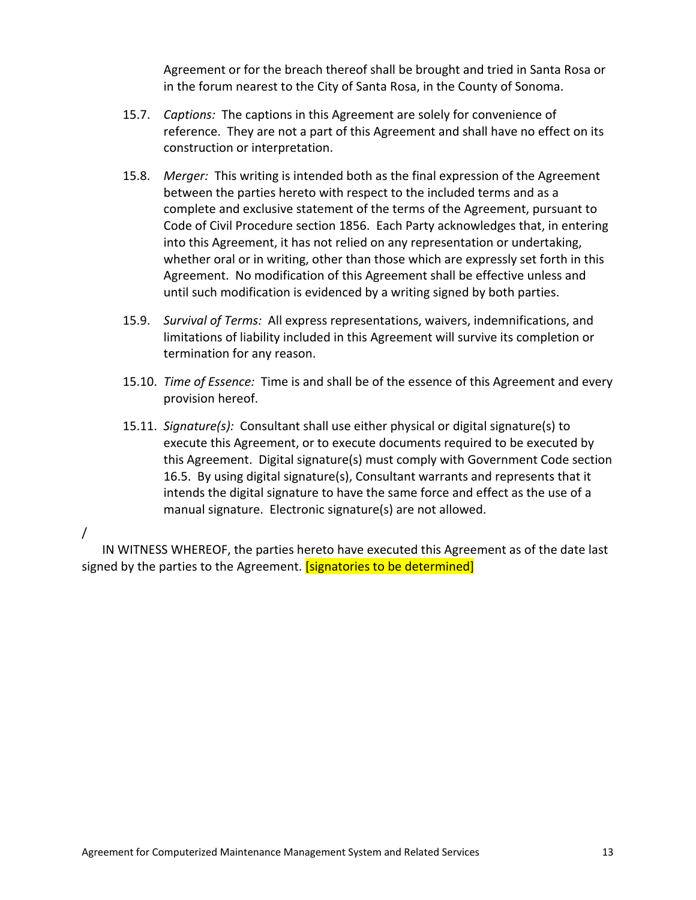Agreement or for the breach thereof shall be brought and tried in Santa Rosa or in the forum nearest to the City of Santa Rosa, in the County of Sonoma.

15.7. *Captions:* The captions in this Agreement are solely for convenience of reference. They are not a part of this Agreement and shall have no effect on its construction or interpretation.

15.8. *Merger:* This writing is intended both as the final expression of the Agreement between the parties hereto with respect to the included terms and as a complete and exclusive statement of the terms of the Agreement, pursuant to Code of Civil Procedure section 1856. Each Party acknowledges that, in entering into this Agreement, it has not relied on any representation or undertaking, whether oral or in writing, other than those which are expressly set forth in this Agreement. No modification of this Agreement shall be effective unless and until such modification is evidenced by a writing signed by both parties.

15.9. *Survival of Terms:* All express representations, waivers, indemnifications, and limitations of liability included in this Agreement will survive its completion or termination for any reason.

15.10. *Time of Essence:* Time is and shall be of the essence of this Agreement and every provision hereof.

15.11. *Signature(s):* Consultant shall use either physical or digital signature(s) to execute this Agreement, or to execute documents required to be executed by this Agreement. Digital signature(s) must comply with Government Code section 16.5. By using digital signature(s), Consultant warrants and represents that it intends the digital signature to have the same force and effect as the use of a manual signature. Electronic signature(s) are not allowed.

/

IN WITNESS WHEREOF, the parties hereto have executed this Agreement as of the date last signed by the parties to the Agreement. [signatories to be determined]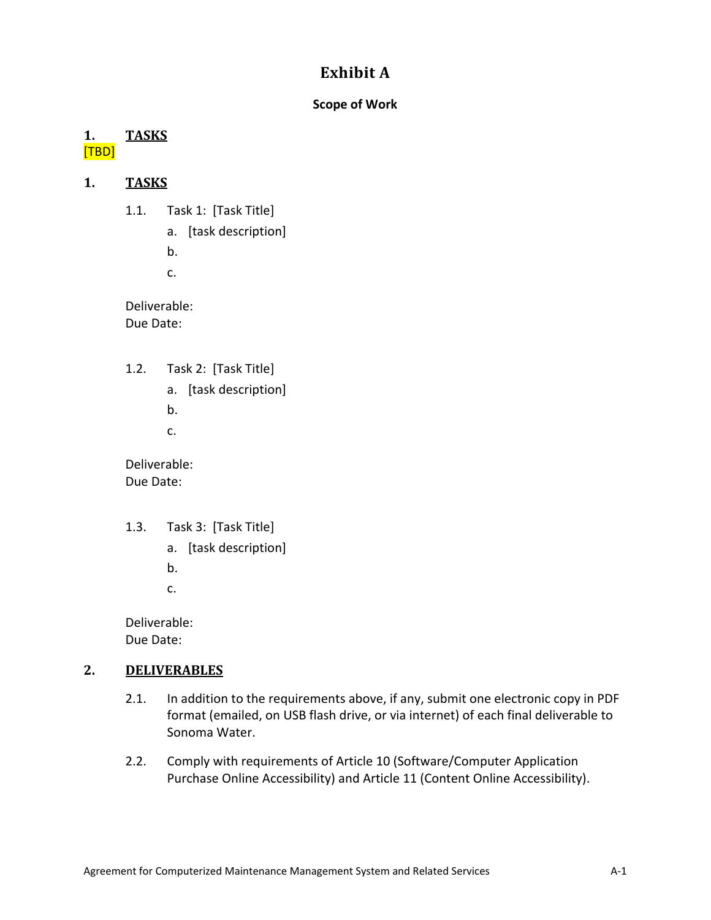# Exhibit A

**Scope of Work**

## 1. TASKS

[TBD]

## 1. TASKS

1.1. Task 1: [Task Title]

  a. [task description]

  b.

  c.

Deliverable:
Due Date:

1.2. Task 2: [Task Title]

  a. [task description]

  b.

  c.

Deliverable:
Due Date:

1.3. Task 3: [Task Title]

  a. [task description]

  b.

  c.

Deliverable:
Due Date:

## 2. DELIVERABLES

2.1. In addition to the requirements above, if any, submit one electronic copy in PDF format (emailed, on USB flash drive, or via internet) of each final deliverable to Sonoma Water.

2.2. Comply with requirements of Article 10 (Software/Computer Application Purchase Online Accessibility) and Article 11 (Content Online Accessibility).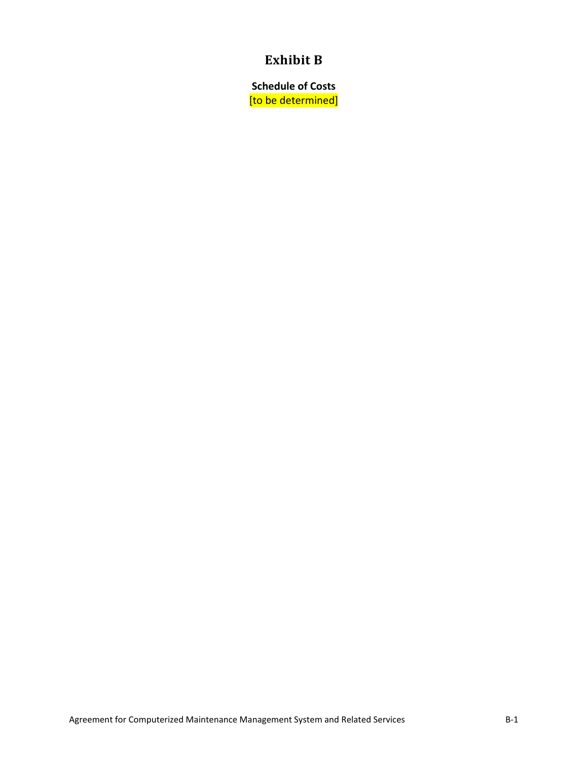# Exhibit B

**Schedule of Costs**

[to be determined]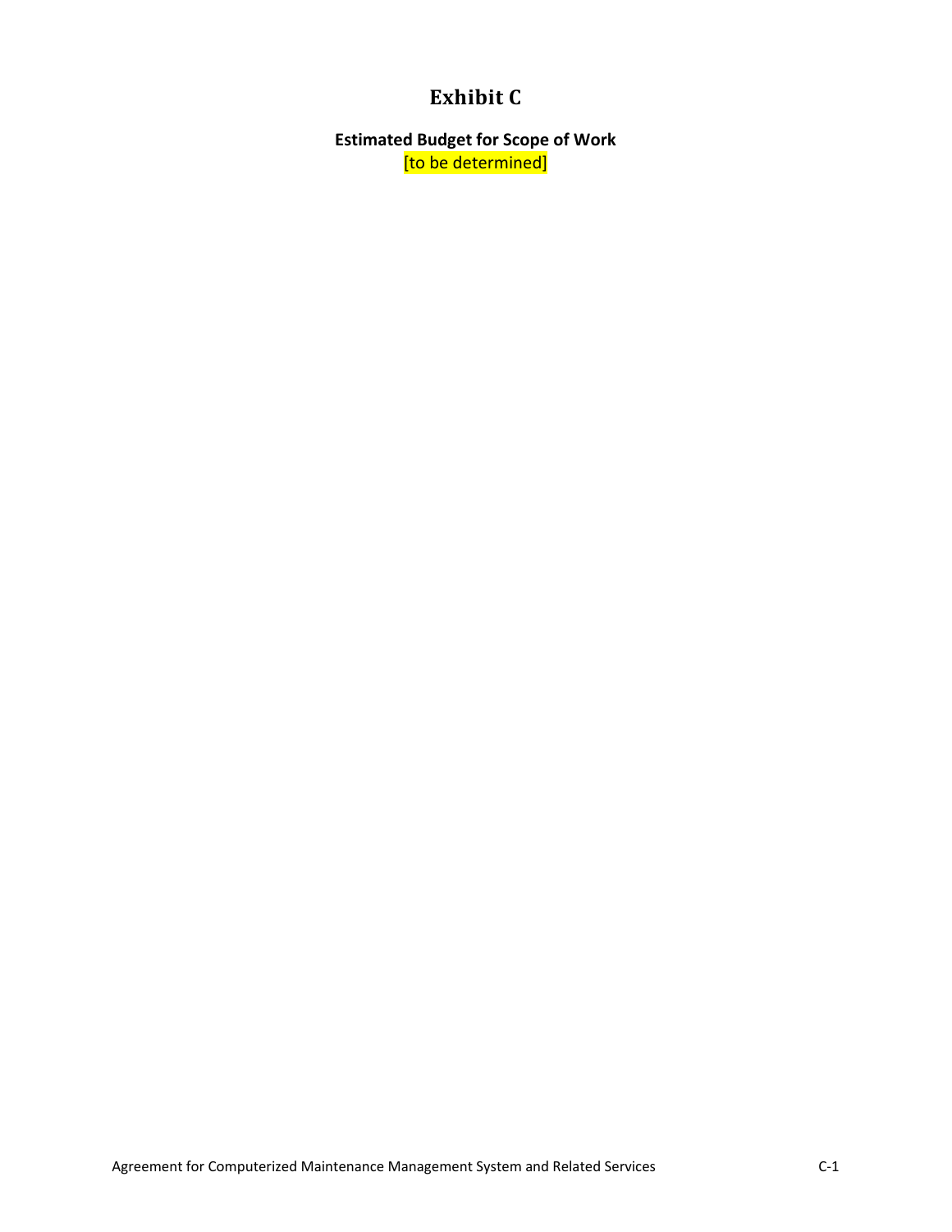# Exhibit C

**Estimated Budget for Scope of Work**

[to be determined]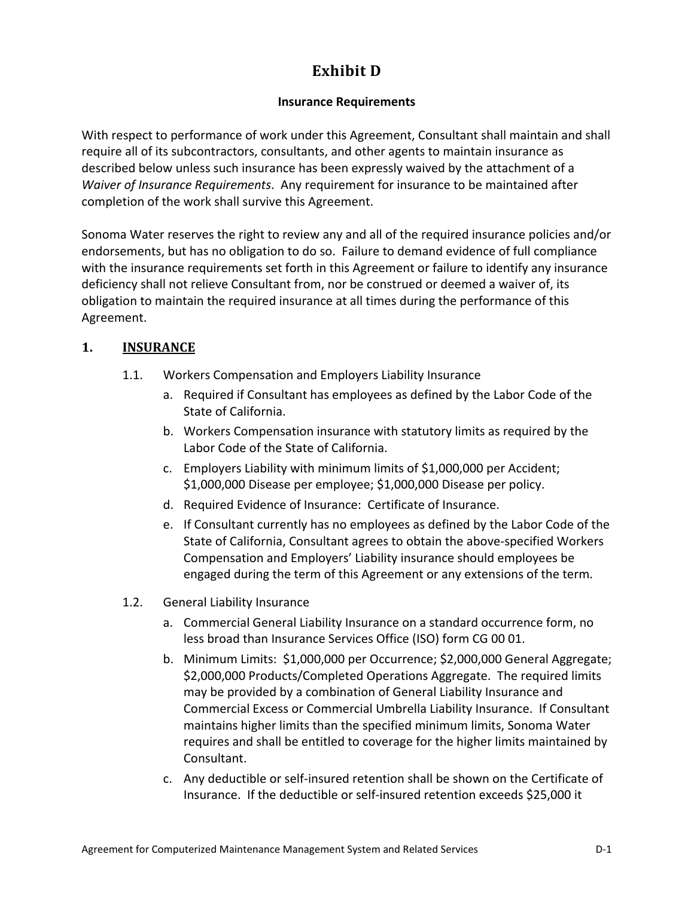# Exhibit D

### Insurance Requirements

With respect to performance of work under this Agreement, Consultant shall maintain and shall require all of its subcontractors, consultants, and other agents to maintain insurance as described below unless such insurance has been expressly waived by the attachment of a *Waiver of Insurance Requirements*. Any requirement for insurance to be maintained after completion of the work shall survive this Agreement.

Sonoma Water reserves the right to review any and all of the required insurance policies and/or endorsements, but has no obligation to do so. Failure to demand evidence of full compliance with the insurance requirements set forth in this Agreement or failure to identify any insurance deficiency shall not relieve Consultant from, nor be construed or deemed a waiver of, its obligation to maintain the required insurance at all times during the performance of this Agreement.

## 1. INSURANCE

1.1. Workers Compensation and Employers Liability Insurance

a. Required if Consultant has employees as defined by the Labor Code of the State of California.

b. Workers Compensation insurance with statutory limits as required by the Labor Code of the State of California.

c. Employers Liability with minimum limits of $1,000,000 per Accident; $1,000,000 Disease per employee; $1,000,000 Disease per policy.

d. Required Evidence of Insurance: Certificate of Insurance.

e. If Consultant currently has no employees as defined by the Labor Code of the State of California, Consultant agrees to obtain the above-specified Workers Compensation and Employers' Liability insurance should employees be engaged during the term of this Agreement or any extensions of the term.

1.2. General Liability Insurance

a. Commercial General Liability Insurance on a standard occurrence form, no less broad than Insurance Services Office (ISO) form CG 00 01.

b. Minimum Limits: $1,000,000 per Occurrence; $2,000,000 General Aggregate; $2,000,000 Products/Completed Operations Aggregate. The required limits may be provided by a combination of General Liability Insurance and Commercial Excess or Commercial Umbrella Liability Insurance. If Consultant maintains higher limits than the specified minimum limits, Sonoma Water requires and shall be entitled to coverage for the higher limits maintained by Consultant.

c. Any deductible or self-insured retention shall be shown on the Certificate of Insurance. If the deductible or self-insured retention exceeds $25,000 it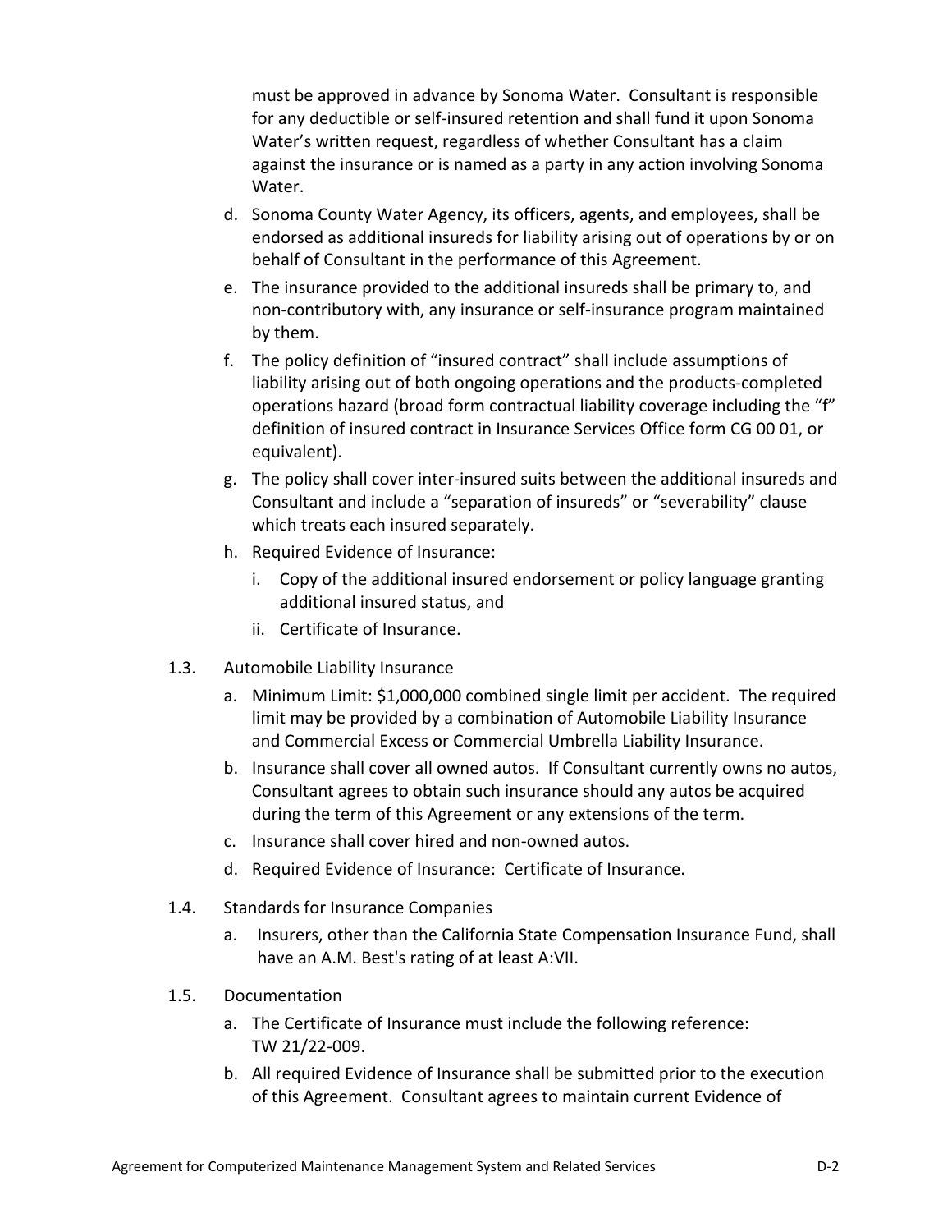must be approved in advance by Sonoma Water. Consultant is responsible for any deductible or self-insured retention and shall fund it upon Sonoma Water's written request, regardless of whether Consultant has a claim against the insurance or is named as a party in any action involving Sonoma Water.

d. Sonoma County Water Agency, its officers, agents, and employees, shall be endorsed as additional insureds for liability arising out of operations by or on behalf of Consultant in the performance of this Agreement.

e. The insurance provided to the additional insureds shall be primary to, and non-contributory with, any insurance or self-insurance program maintained by them.

f. The policy definition of "insured contract" shall include assumptions of liability arising out of both ongoing operations and the products-completed operations hazard (broad form contractual liability coverage including the "f" definition of insured contract in Insurance Services Office form CG 00 01, or equivalent).

g. The policy shall cover inter-insured suits between the additional insureds and Consultant and include a "separation of insureds" or "severability" clause which treats each insured separately.

h. Required Evidence of Insurance:
   i. Copy of the additional insured endorsement or policy language granting additional insured status, and
   ii. Certificate of Insurance.

1.3. Automobile Liability Insurance

a. Minimum Limit: $1,000,000 combined single limit per accident. The required limit may be provided by a combination of Automobile Liability Insurance and Commercial Excess or Commercial Umbrella Liability Insurance.

b. Insurance shall cover all owned autos. If Consultant currently owns no autos, Consultant agrees to obtain such insurance should any autos be acquired during the term of this Agreement or any extensions of the term.

c. Insurance shall cover hired and non-owned autos.

d. Required Evidence of Insurance: Certificate of Insurance.

1.4. Standards for Insurance Companies

a. Insurers, other than the California State Compensation Insurance Fund, shall have an A.M. Best's rating of at least A:VII.

1.5. Documentation

a. The Certificate of Insurance must include the following reference: TW 21/22-009.

b. All required Evidence of Insurance shall be submitted prior to the execution of this Agreement. Consultant agrees to maintain current Evidence of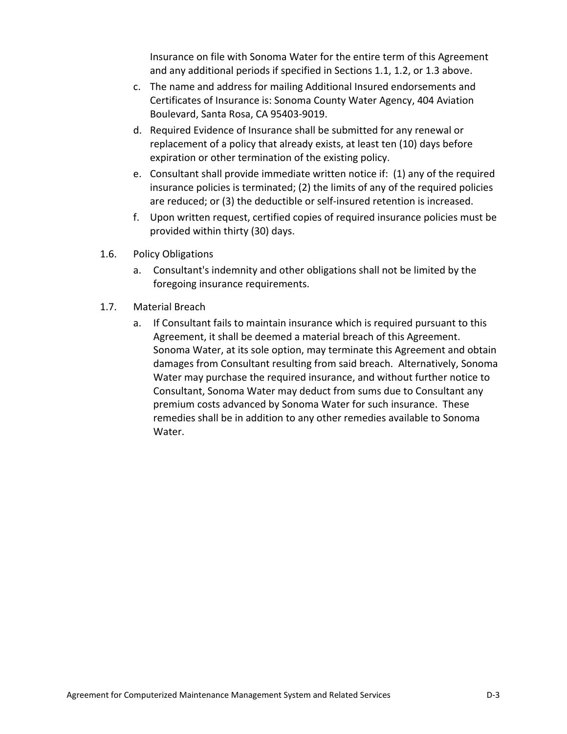Insurance on file with Sonoma Water for the entire term of this Agreement and any additional periods if specified in Sections 1.1, 1.2, or 1.3 above.

c. The name and address for mailing Additional Insured endorsements and Certificates of Insurance is: Sonoma County Water Agency, 404 Aviation Boulevard, Santa Rosa, CA 95403-9019.

d. Required Evidence of Insurance shall be submitted for any renewal or replacement of a policy that already exists, at least ten (10) days before expiration or other termination of the existing policy.

e. Consultant shall provide immediate written notice if: (1) any of the required insurance policies is terminated; (2) the limits of any of the required policies are reduced; or (3) the deductible or self-insured retention is increased.

f. Upon written request, certified copies of required insurance policies must be provided within thirty (30) days.

1.6. Policy Obligations

a. Consultant's indemnity and other obligations shall not be limited by the foregoing insurance requirements.

1.7. Material Breach

a. If Consultant fails to maintain insurance which is required pursuant to this Agreement, it shall be deemed a material breach of this Agreement. Sonoma Water, at its sole option, may terminate this Agreement and obtain damages from Consultant resulting from said breach. Alternatively, Sonoma Water may purchase the required insurance, and without further notice to Consultant, Sonoma Water may deduct from sums due to Consultant any premium costs advanced by Sonoma Water for such insurance. These remedies shall be in addition to any other remedies available to Sonoma Water.